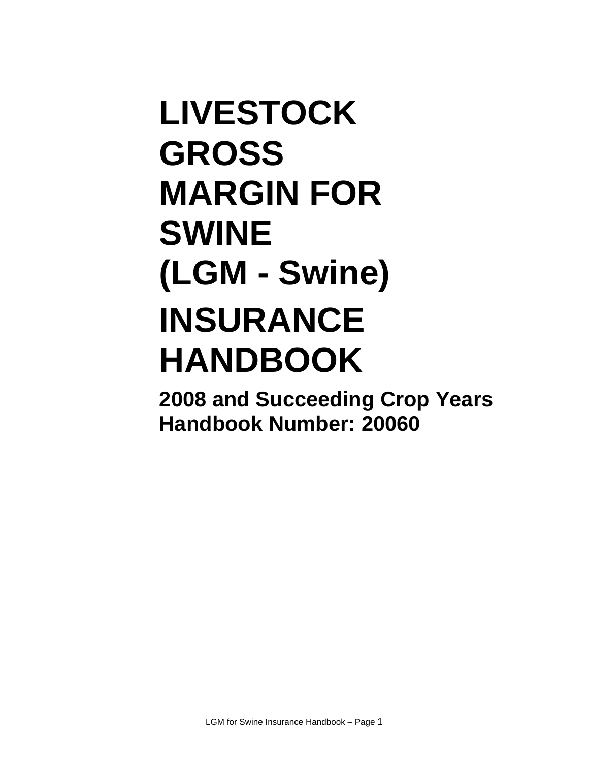# LIVESTOCK GROSS MARGIN FOR SWINE (LGM - Swine) INSURANCE HANDBOOK

**2008 and Succeeding Crop Years**
**Handbook Number: 20060**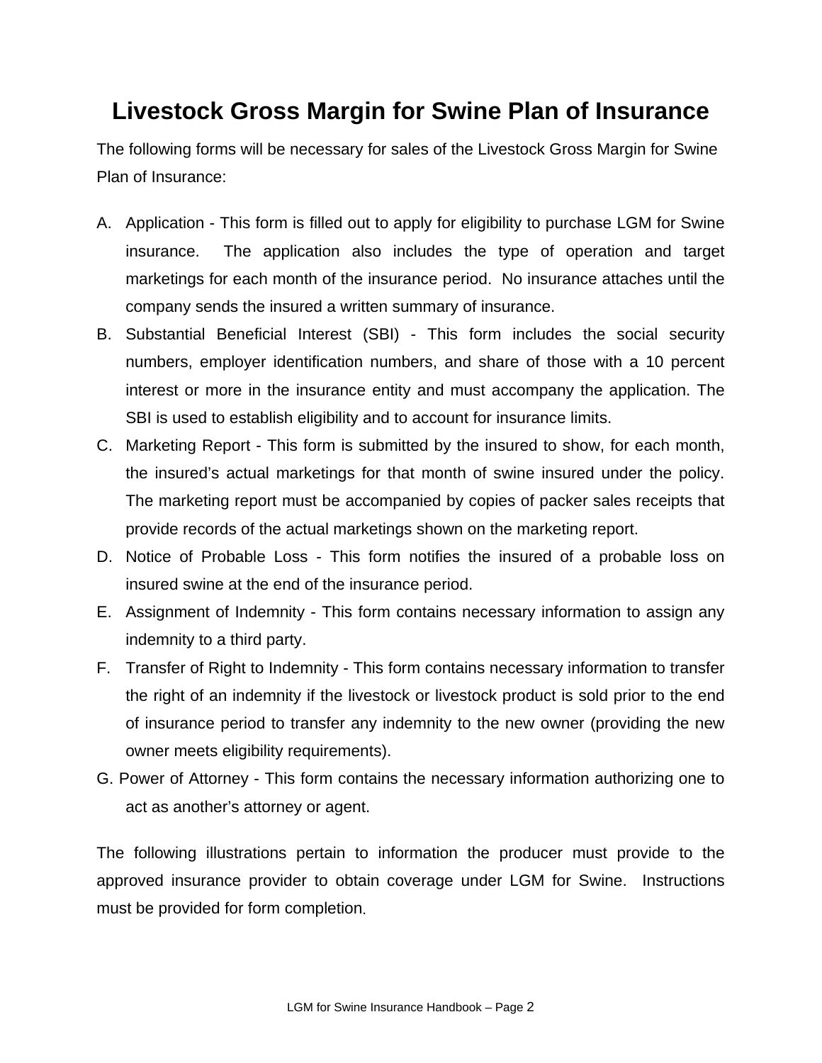# Livestock Gross Margin for Swine Plan of Insurance

The following forms will be necessary for sales of the Livestock Gross Margin for Swine Plan of Insurance:

A. Application - This form is filled out to apply for eligibility to purchase LGM for Swine insurance. The application also includes the type of operation and target marketings for each month of the insurance period. No insurance attaches until the company sends the insured a written summary of insurance.
B. Substantial Beneficial Interest (SBI) - This form includes the social security numbers, employer identification numbers, and share of those with a 10 percent interest or more in the insurance entity and must accompany the application. The SBI is used to establish eligibility and to account for insurance limits.
C. Marketing Report - This form is submitted by the insured to show, for each month, the insured's actual marketings for that month of swine insured under the policy. The marketing report must be accompanied by copies of packer sales receipts that provide records of the actual marketings shown on the marketing report.
D. Notice of Probable Loss - This form notifies the insured of a probable loss on insured swine at the end of the insurance period.
E. Assignment of Indemnity - This form contains necessary information to assign any indemnity to a third party.
F. Transfer of Right to Indemnity - This form contains necessary information to transfer the right of an indemnity if the livestock or livestock product is sold prior to the end of insurance period to transfer any indemnity to the new owner (providing the new owner meets eligibility requirements).
G. Power of Attorney - This form contains the necessary information authorizing one to act as another's attorney or agent.

The following illustrations pertain to information the producer must provide to the approved insurance provider to obtain coverage under LGM for Swine. Instructions must be provided for form completion.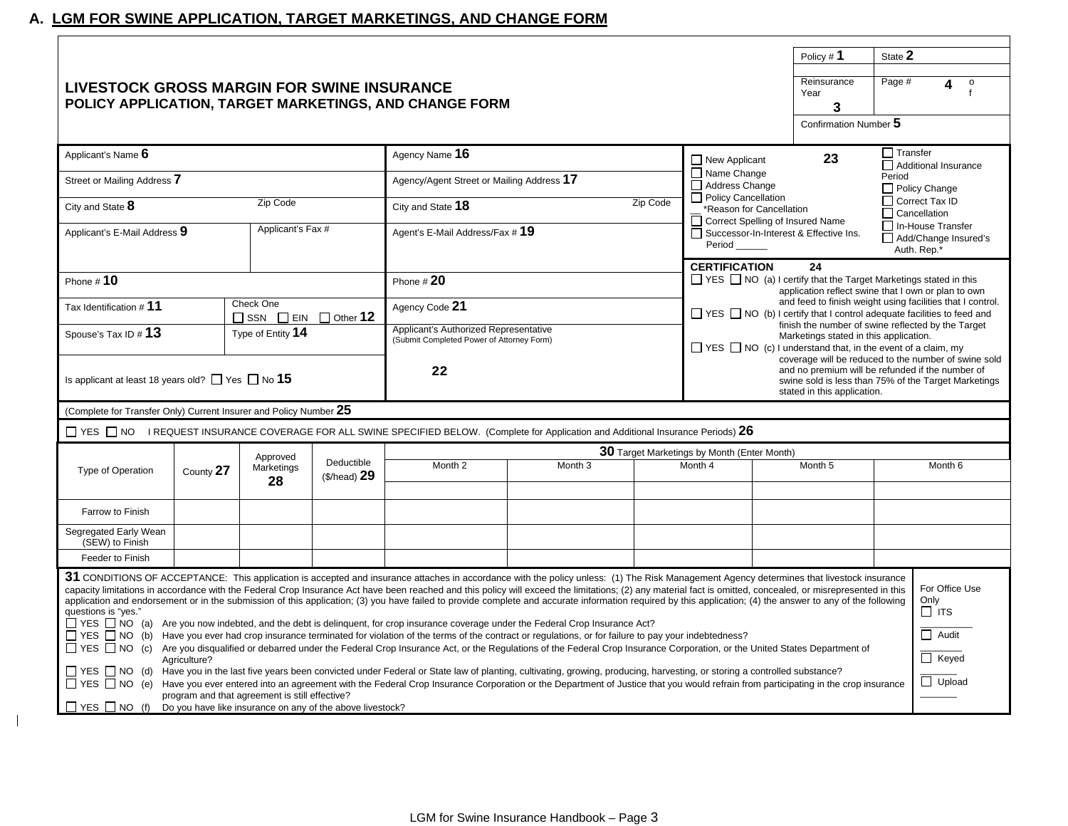## A. LGM FOR SWINE APPLICATION, TARGET MARKETINGS, AND CHANGE FORM

### LIVESTOCK GROSS MARGIN FOR SWINE INSURANCE
### POLICY APPLICATION, TARGET MARKETINGS, AND CHANGE FORM

| Policy # **1** | State **2** |
|---|---|
| Reinsurance Year **3** | Page # **4** of |
| Confirmation Number **5** | |

| | | |
|---|---|---|
| Applicant's Name **6** | Agency Name **16** | ☐ New Applicant **23** ☐ Name Change ☐ Address Change ☐ Policy Cancellation __ *Reason for Cancellation ☐ Correct Spelling of Insured Name ☐ Successor-In-Interest & Effective Ins. Period ______ ☐ Transfer ☐ Additional Insurance Period ☐ Policy Change ☐ Correct Tax ID ☐ Cancellation ☐ In-House Transfer ☐ Add/Change Insured's Auth. Rep.* |
| Street or Mailing Address **7** | Agency/Agent Street or Mailing Address **17** | |
| City and State **8** Zip Code | City and State **18** Zip Code | |
| Applicant's E-Mail Address **9** Applicant's Fax # | Agent's E-Mail Address/Fax # **19** | |
| Phone # **10** | Phone # **20** | **CERTIFICATION 24** ☐ YES ☐ NO (a) I certify that the Target Marketings stated in this application reflect swine that I own or plan to own and feed to finish weight using facilities that I control. ☐ YES ☐ NO (b) I certify that I control adequate facilities to feed and finish the number of swine reflected by the Target Marketings stated in this application. ☐ YES ☐ NO (c) I understand that, in the event of a claim, my coverage will be reduced to the number of swine sold and no premium will be refunded if the number of swine sold is less than 75% of the Target Marketings stated in this application. |
| Tax Identification # **11** Check One ☐ SSN ☐ EIN ☐ Other **12** | Agency Code **21** | |
| Spouse's Tax ID # **13** Type of Entity **14** | Applicant's Authorized Representative (Submit Completed Power of Attorney Form) **22** | |
| Is applicant at least 18 years old? ☐ Yes ☐ No **15** | | |

(Complete for Transfer Only) Current Insurer and Policy Number **25**

☐ YES ☐ NO I REQUEST INSURANCE COVERAGE FOR ALL SWINE SPECIFIED BELOW. (Complete for Application and Additional Insurance Periods) **26**

| Type of Operation | County **27** | Approved Marketings **28** | Deductible ($/head) **29** | **30** Target Marketings by Month (Enter Month) | | | | |
|---|---|---|---|---|---|---|---|---|
| | | | | Month 2 | Month 3 | Month 4 | Month 5 | Month 6 |
| | | | | | | | | |
| Farrow to Finish | | | | | | | | |
| Segregated Early Wean (SEW) to Finish | | | | | | | | |
| Feeder to Finish | | | | | | | | |

**31** CONDITIONS OF ACCEPTANCE: This application is accepted and insurance attaches in accordance with the policy unless: (1) The Risk Management Agency determines that livestock insurance capacity limitations in accordance with the Federal Crop Insurance Act have been reached and this policy will exceed the limitations; (2) any material fact is omitted, concealed, or misrepresented in this application and endorsement or in the submission of this application; (3) you have failed to provide complete and accurate information required by this application; (4) the answer to any of the following questions is "yes."

- ☐ YES ☐ NO (a) Are you now indebted, and the debt is delinquent, for crop insurance coverage under the Federal Crop Insurance Act?
- ☐ YES ☐ NO (b) Have you ever had crop insurance terminated for violation of the terms of the contract or regulations, or for failure to pay your indebtedness?
- ☐ YES ☐ NO (c) Are you disqualified or debarred under the Federal Crop Insurance Act, or the Regulations of the Federal Crop Insurance Corporation, or the United States Department of Agriculture?
- ☐ YES ☐ NO (d) Have you in the last five years been convicted under Federal or State law of planting, cultivating, growing, producing, harvesting, or storing a controlled substance?
- ☐ YES ☐ NO (e) Have you ever entered into an agreement with the Federal Crop Insurance Corporation or the Department of Justice that you would refrain from participating in the crop insurance program and that agreement is still effective?
- ☐ YES ☐ NO (f) Do you have like insurance on any of the above livestock?

For Office Use Only
- ☐ ITS
- ☐ Audit
- ☐ Keyed
- ☐ Upload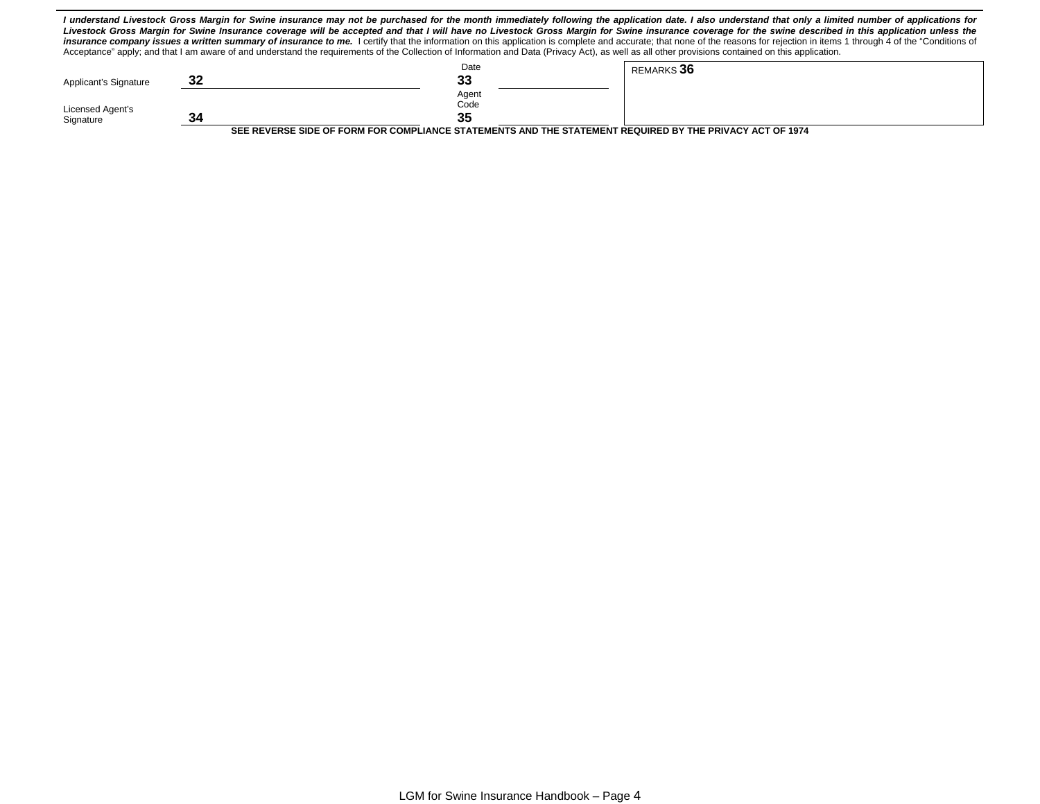***I understand Livestock Gross Margin for Swine insurance may not be purchased for the month immediately following the application date. I also understand that only a limited number of applications for Livestock Gross Margin for Swine Insurance coverage will be accepted and that I will have no Livestock Gross Margin for Swine insurance coverage for the swine described in this application unless the insurance company issues a written summary of insurance to me.*** I certify that the information on this application is complete and accurate; that none of the reasons for rejection in items 1 through 4 of the "Conditions of Acceptance" apply; and that I am aware of and understand the requirements of the Collection of Information and Data (Privacy Act), as well as all other provisions contained on this application.

| | | | | |
|---|---|---|---|---|
| Applicant's Signature | **32** | Date **33** | | REMARKS **36** |
| Licensed Agent's Signature | **34** | Agent Code **35** | | |

**SEE REVERSE SIDE OF FORM FOR COMPLIANCE STATEMENTS AND THE STATEMENT REQUIRED BY THE PRIVACY ACT OF 1974**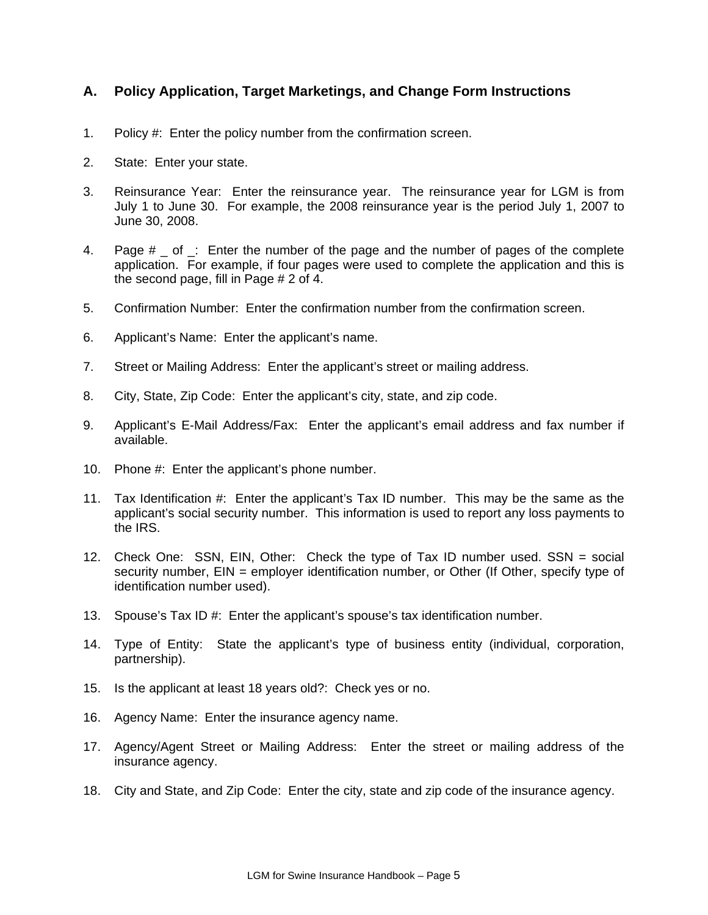## A. Policy Application, Target Marketings, and Change Form Instructions

1. Policy #: Enter the policy number from the confirmation screen.

2. State: Enter your state.

3. Reinsurance Year: Enter the reinsurance year. The reinsurance year for LGM is from July 1 to June 30. For example, the 2008 reinsurance year is the period July 1, 2007 to June 30, 2008.

4. Page # _ of _: Enter the number of the page and the number of pages of the complete application. For example, if four pages were used to complete the application and this is the second page, fill in Page # 2 of 4.

5. Confirmation Number: Enter the confirmation number from the confirmation screen.

6. Applicant's Name: Enter the applicant's name.

7. Street or Mailing Address: Enter the applicant's street or mailing address.

8. City, State, Zip Code: Enter the applicant's city, state, and zip code.

9. Applicant's E-Mail Address/Fax: Enter the applicant's email address and fax number if available.

10. Phone #: Enter the applicant's phone number.

11. Tax Identification #: Enter the applicant's Tax ID number. This may be the same as the applicant's social security number. This information is used to report any loss payments to the IRS.

12. Check One: SSN, EIN, Other: Check the type of Tax ID number used. SSN = social security number, EIN = employer identification number, or Other (If Other, specify type of identification number used).

13. Spouse's Tax ID #: Enter the applicant's spouse's tax identification number.

14. Type of Entity: State the applicant's type of business entity (individual, corporation, partnership).

15. Is the applicant at least 18 years old?: Check yes or no.

16. Agency Name: Enter the insurance agency name.

17. Agency/Agent Street or Mailing Address: Enter the street or mailing address of the insurance agency.

18. City and State, and Zip Code: Enter the city, state and zip code of the insurance agency.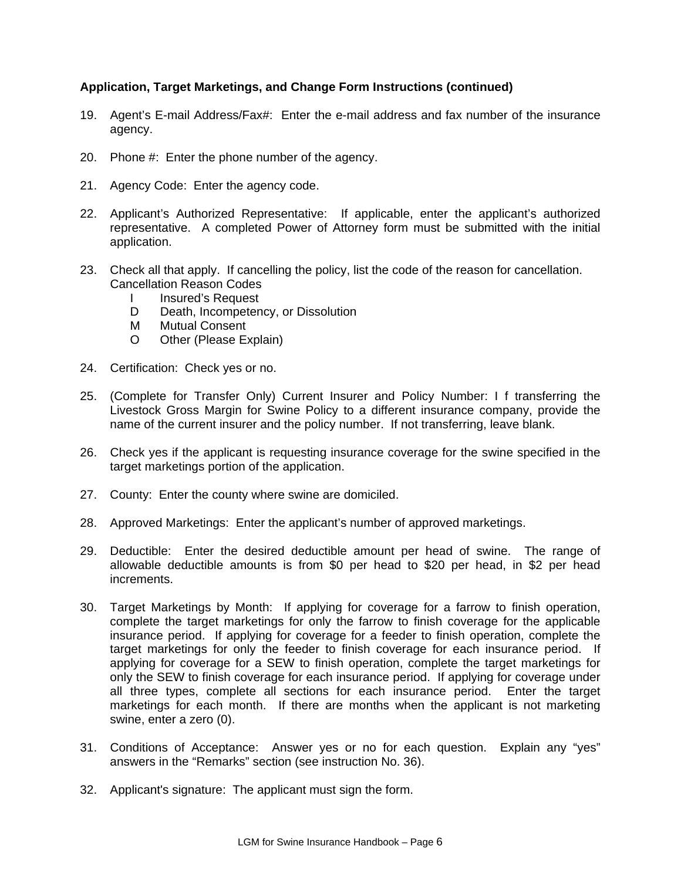**Application, Target Marketings, and Change Form Instructions (continued)**

19. Agent's E-mail Address/Fax#: Enter the e-mail address and fax number of the insurance agency.

20. Phone #: Enter the phone number of the agency.

21. Agency Code: Enter the agency code.

22. Applicant's Authorized Representative: If applicable, enter the applicant's authorized representative. A completed Power of Attorney form must be submitted with the initial application.

23. Check all that apply. If cancelling the policy, list the code of the reason for cancellation.
    Cancellation Reason Codes
    - I Insured's Request
    - D Death, Incompetency, or Dissolution
    - M Mutual Consent
    - O Other (Please Explain)

24. Certification: Check yes or no.

25. (Complete for Transfer Only) Current Insurer and Policy Number: I f transferring the Livestock Gross Margin for Swine Policy to a different insurance company, provide the name of the current insurer and the policy number. If not transferring, leave blank.

26. Check yes if the applicant is requesting insurance coverage for the swine specified in the target marketings portion of the application.

27. County: Enter the county where swine are domiciled.

28. Approved Marketings: Enter the applicant's number of approved marketings.

29. Deductible: Enter the desired deductible amount per head of swine. The range of allowable deductible amounts is from $0 per head to $20 per head, in $2 per head increments.

30. Target Marketings by Month: If applying for coverage for a farrow to finish operation, complete the target marketings for only the farrow to finish coverage for the applicable insurance period. If applying for coverage for a feeder to finish operation, complete the target marketings for only the feeder to finish coverage for each insurance period. If applying for coverage for a SEW to finish operation, complete the target marketings for only the SEW to finish coverage for each insurance period. If applying for coverage under all three types, complete all sections for each insurance period. Enter the target marketings for each month. If there are months when the applicant is not marketing swine, enter a zero (0).

31. Conditions of Acceptance: Answer yes or no for each question. Explain any "yes" answers in the "Remarks" section (see instruction No. 36).

32. Applicant's signature: The applicant must sign the form.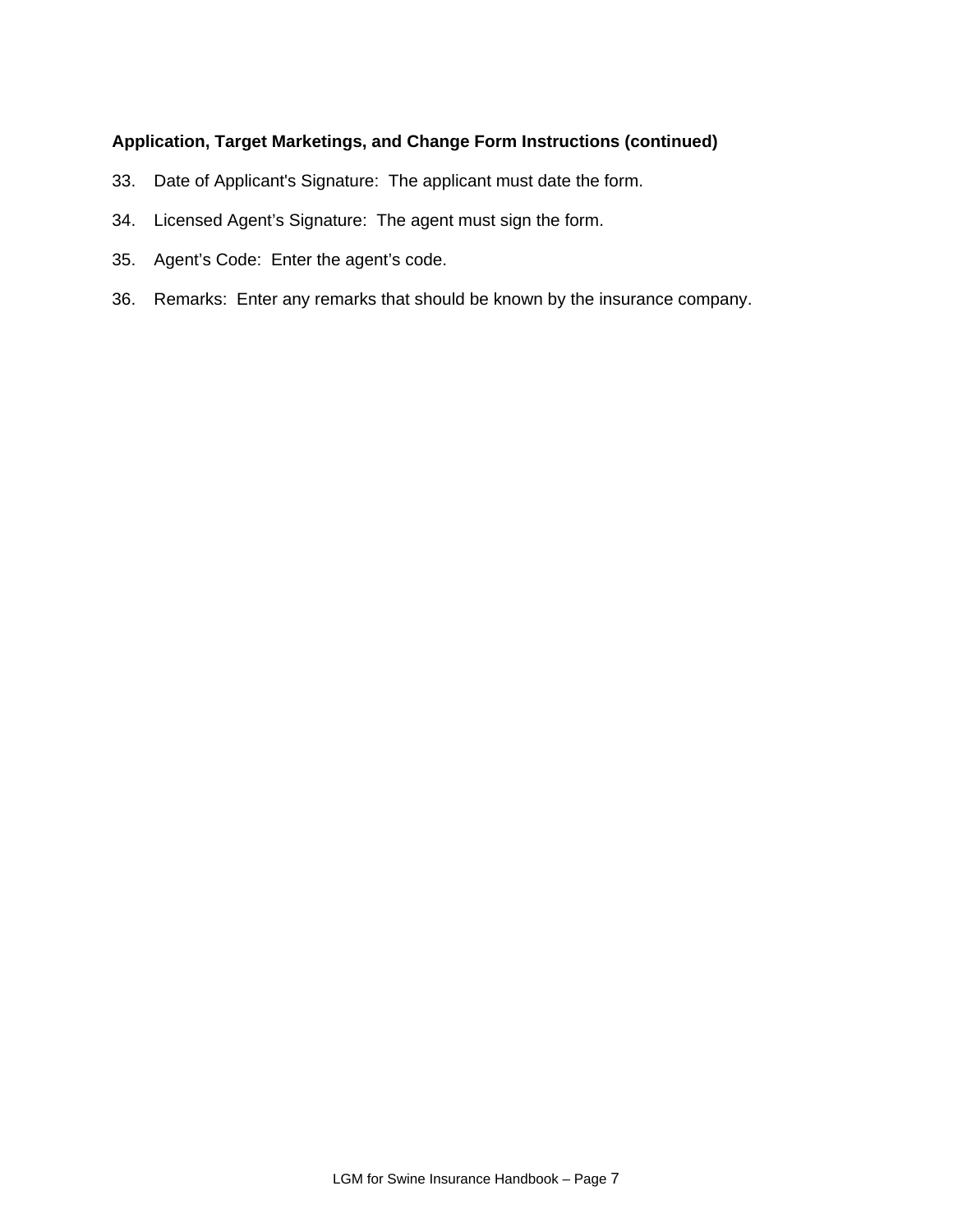**Application, Target Marketings, and Change Form Instructions (continued)**

33. Date of Applicant's Signature: The applicant must date the form.

34. Licensed Agent's Signature: The agent must sign the form.

35. Agent's Code: Enter the agent's code.

36. Remarks: Enter any remarks that should be known by the insurance company.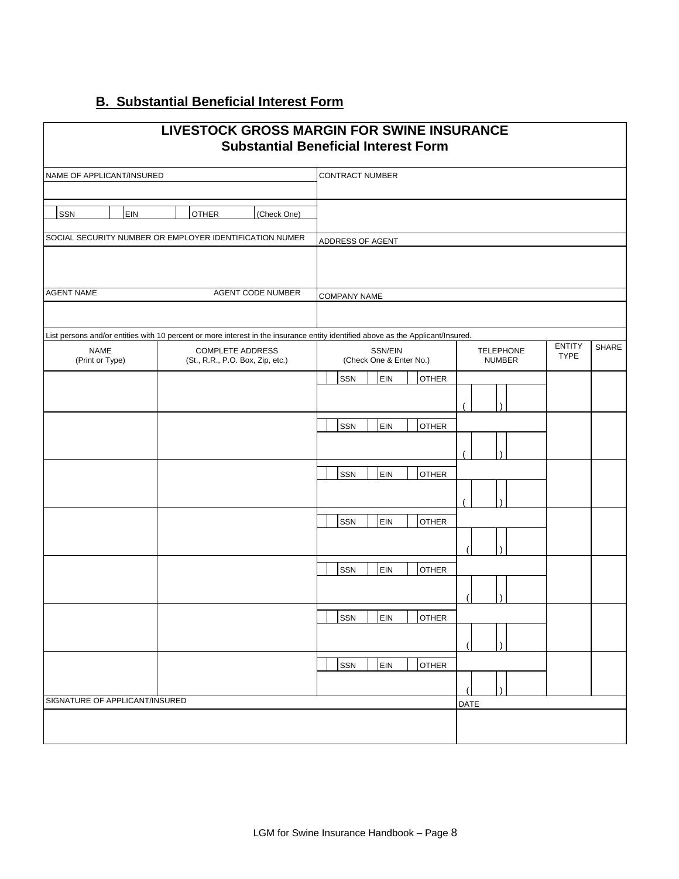## B. Substantial Beneficial Interest Form

# LIVESTOCK GROSS MARGIN FOR SWINE INSURANCE
## Substantial Beneficial Interest Form

| NAME OF APPLICANT/INSURED | CONTRACT NUMBER |
|---|---|
| | |
| SSN / EIN / OTHER (Check One) | |
| SOCIAL SECURITY NUMBER OR EMPLOYER IDENTIFICATION NUMER | ADDRESS OF AGENT |
| | |
| AGENT NAME / AGENT CODE NUMBER | COMPANY NAME |
| | |

List persons and/or entities with 10 percent or more interest in the insurance entity identified above as the Applicant/Insured.

| NAME (Print or Type) | COMPLETE ADDRESS (St., R.R., P.O. Box, Zip, etc.) | SSN/EIN (Check One & Enter No.) | TELEPHONE NUMBER | ENTITY TYPE | SHARE |
|---|---|---|---|---|---|
| | | SSN / EIN / OTHER | ( ) | | |
| | | SSN / EIN / OTHER | ( ) | | |
| | | SSN / EIN / OTHER | ( ) | | |
| | | SSN / EIN / OTHER | ( ) | | |
| | | SSN / EIN / OTHER | ( ) | | |
| | | SSN / EIN / OTHER | ( ) | | |
| | | SSN / EIN / OTHER | ( ) | | |

| SIGNATURE OF APPLICANT/INSURED | DATE |
|---|---|
| | |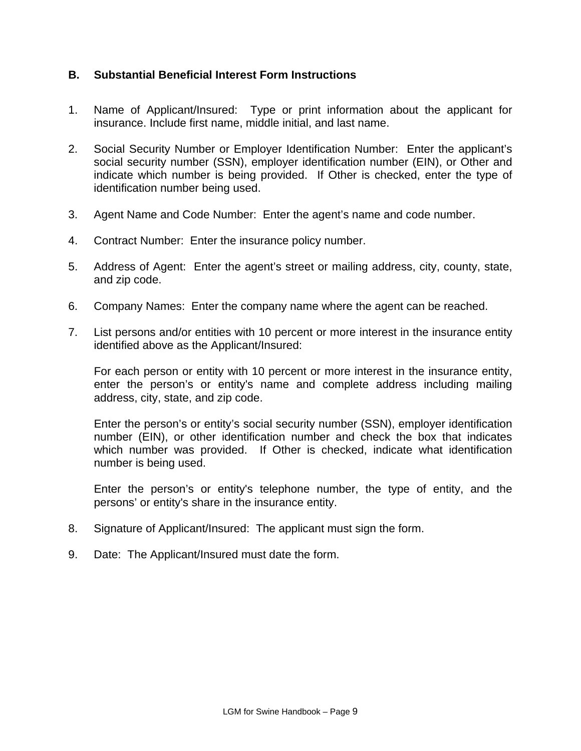### B. Substantial Beneficial Interest Form Instructions

1. Name of Applicant/Insured: Type or print information about the applicant for insurance. Include first name, middle initial, and last name.

2. Social Security Number or Employer Identification Number: Enter the applicant's social security number (SSN), employer identification number (EIN), or Other and indicate which number is being provided. If Other is checked, enter the type of identification number being used.

3. Agent Name and Code Number: Enter the agent's name and code number.

4. Contract Number: Enter the insurance policy number.

5. Address of Agent: Enter the agent's street or mailing address, city, county, state, and zip code.

6. Company Names: Enter the company name where the agent can be reached.

7. List persons and/or entities with 10 percent or more interest in the insurance entity identified above as the Applicant/Insured:

   For each person or entity with 10 percent or more interest in the insurance entity, enter the person's or entity's name and complete address including mailing address, city, state, and zip code.

   Enter the person's or entity's social security number (SSN), employer identification number (EIN), or other identification number and check the box that indicates which number was provided. If Other is checked, indicate what identification number is being used.

   Enter the person's or entity's telephone number, the type of entity, and the persons' or entity's share in the insurance entity.

8. Signature of Applicant/Insured: The applicant must sign the form.

9. Date: The Applicant/Insured must date the form.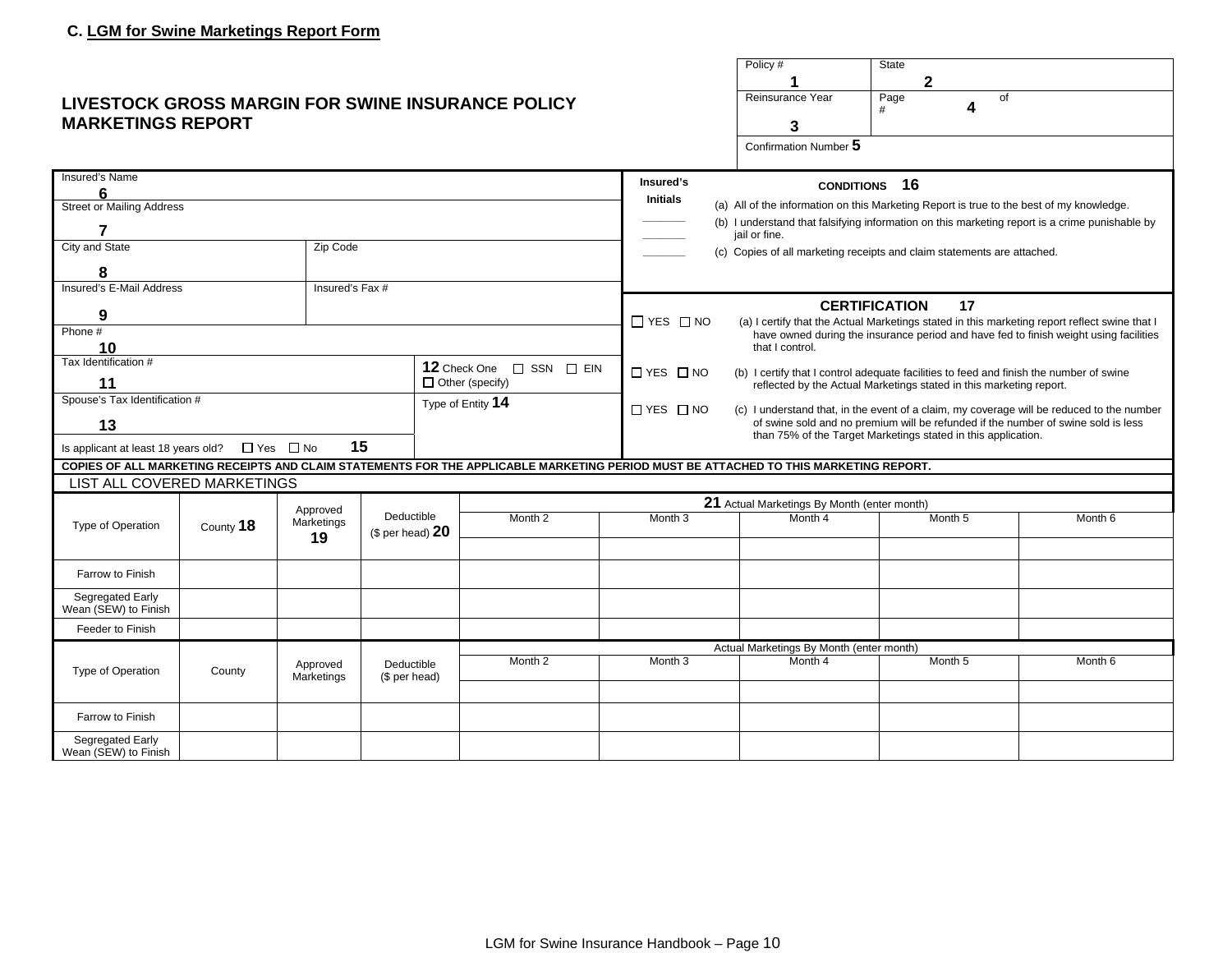### C. LGM for Swine Marketings Report Form

## LIVESTOCK GROSS MARGIN FOR SWINE INSURANCE POLICY MARKETINGS REPORT

| Policy # 1 | State 2 |
|---|---|
| Reinsurance Year 3 | Page # 4 of |
| Confirmation Number 5 | |

| | | |
|---|---|---|
| Insured's Name 6 | | |
| Street or Mailing Address 7 | | |
| City and State 8 | Zip Code | |
| Insured's E-Mail Address 9 | Insured's Fax # | |
| Phone # 10 | | |
| Tax Identification # 11 | | 12 Check One ☐ SSN ☐ EIN ☐ Other (specify) |
| Spouse's Tax Identification # 13 | | Type of Entity 14 |
| Is applicant at least 18 years old? ☐ Yes ☐ No 15 | | |

**Insured's Initials** | **CONDITIONS 16**

_______ (a) All of the information on this Marketing Report is true to the best of my knowledge.

_______ (b) I understand that falsifying information on this marketing report is a crime punishable by jail or fine.

_______ (c) Copies of all marketing receipts and claim statements are attached.

**CERTIFICATION 17**

☐ YES ☐ NO (a) I certify that the Actual Marketings stated in this marketing report reflect swine that I have owned during the insurance period and have fed to finish weight using facilities that I control.

☐ YES ☐ NO (b) I certify that I control adequate facilities to feed and finish the number of swine reflected by the Actual Marketings stated in this marketing report.

☐ YES ☐ NO (c) I understand that, in the event of a claim, my coverage will be reduced to the number of swine sold and no premium will be refunded if the number of swine sold is less than 75% of the Target Marketings stated in this application.

**COPIES OF ALL MARKETING RECEIPTS AND CLAIM STATEMENTS FOR THE APPLICABLE MARKETING PERIOD MUST BE ATTACHED TO THIS MARKETING REPORT.**

LIST ALL COVERED MARKETINGS

| Type of Operation | County 18 | Approved Marketings 19 | Deductible ($ per head) 20 | 21 Actual Marketings By Month (enter month) | | | | |
|---|---|---|---|---|---|---|---|---|
| | | | | Month 2 | Month 3 | Month 4 | Month 5 | Month 6 |
| | | | | | | | | |
| Farrow to Finish | | | | | | | | |
| Segregated Early Wean (SEW) to Finish | | | | | | | | |
| Feeder to Finish | | | | | | | | |

| Type of Operation | County | Approved Marketings | Deductible ($ per head) | Actual Marketings By Month (enter month) | | | | |
|---|---|---|---|---|---|---|---|---|
| | | | | Month 2 | Month 3 | Month 4 | Month 5 | Month 6 |
| | | | | | | | | |
| Farrow to Finish | | | | | | | | |
| Segregated Early Wean (SEW) to Finish | | | | | | | | |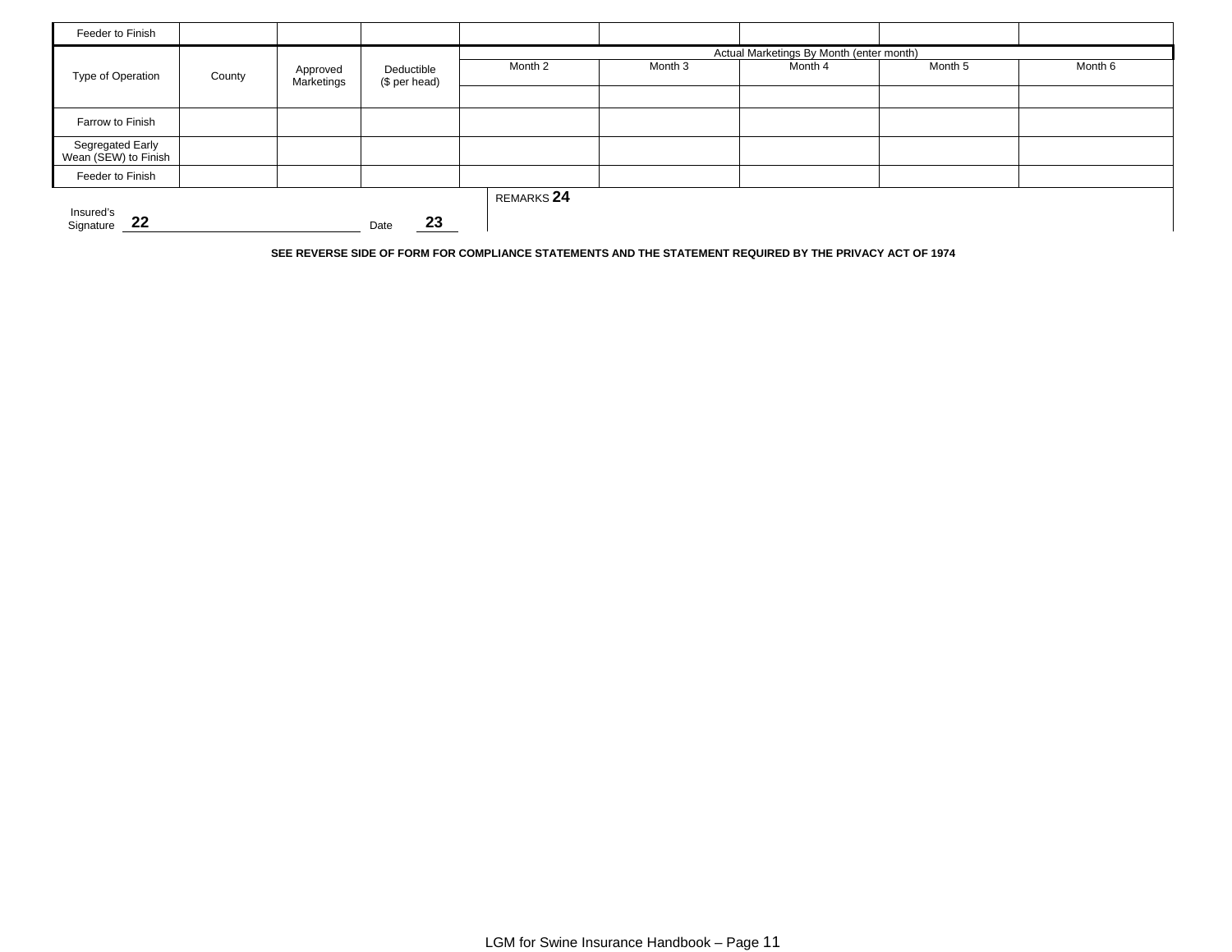| Feeder to Finish | | | | | | | | |
|---|---|---|---|---|---|---|---|---|

| Type of Operation | County | Approved Marketings | Deductible ($ per head) | Actual Marketings By Month (enter month) | | | | |
|---|---|---|---|---|---|---|---|---|
| | | | | Month 2 | Month 3 | Month 4 | Month 5 | Month 6 |
| | | | | | | | | |
| Farrow to Finish | | | | | | | | |
| Segregated Early Wean (SEW) to Finish | | | | | | | | |
| Feeder to Finish | | | | | | | | |

Insured's Signature **22** ______________________ Date **23**

REMARKS **24**

**SEE REVERSE SIDE OF FORM FOR COMPLIANCE STATEMENTS AND THE STATEMENT REQUIRED BY THE PRIVACY ACT OF 1974**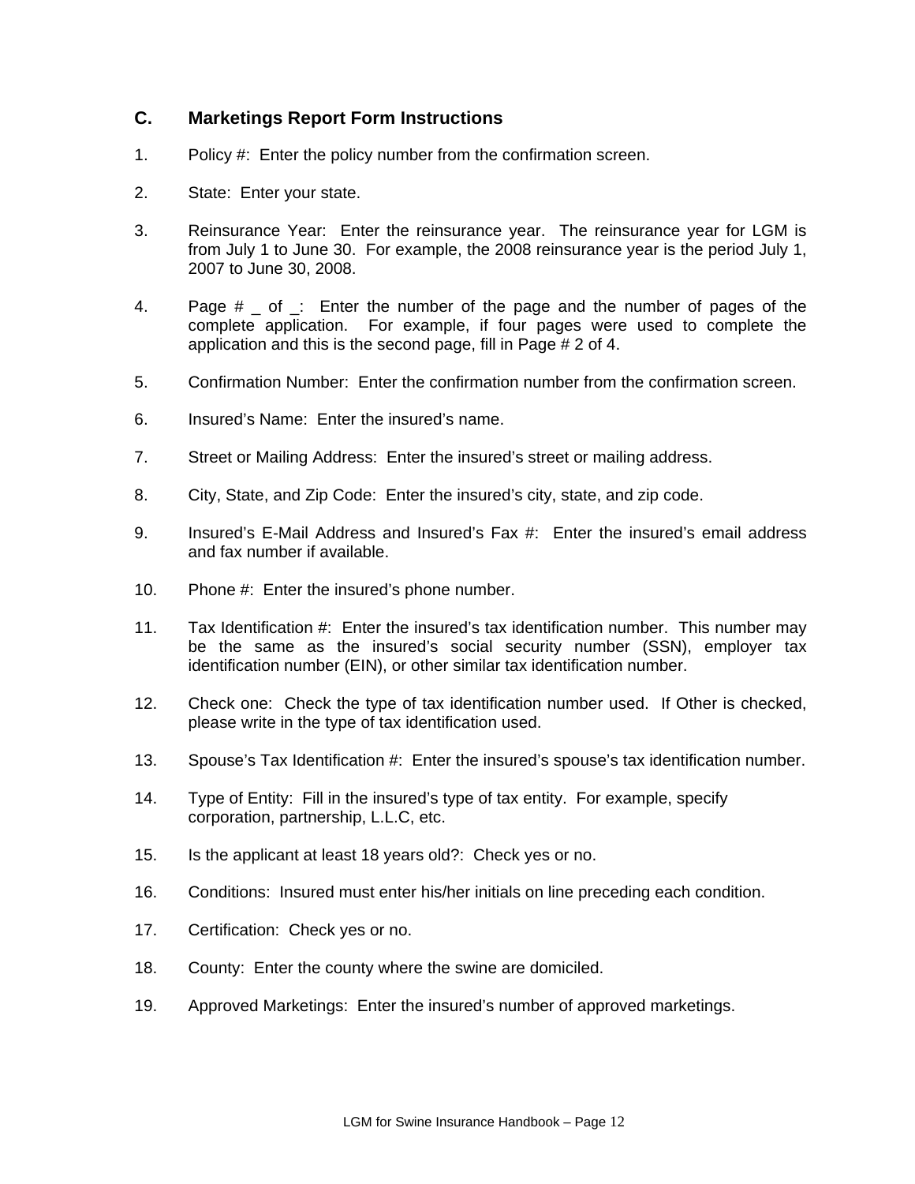## C. Marketings Report Form Instructions

1. Policy #: Enter the policy number from the confirmation screen.

2. State: Enter your state.

3. Reinsurance Year: Enter the reinsurance year. The reinsurance year for LGM is from July 1 to June 30. For example, the 2008 reinsurance year is the period July 1, 2007 to June 30, 2008.

4. Page # _ of _: Enter the number of the page and the number of pages of the complete application. For example, if four pages were used to complete the application and this is the second page, fill in Page # 2 of 4.

5. Confirmation Number: Enter the confirmation number from the confirmation screen.

6. Insured's Name: Enter the insured's name.

7. Street or Mailing Address: Enter the insured's street or mailing address.

8. City, State, and Zip Code: Enter the insured's city, state, and zip code.

9. Insured's E-Mail Address and Insured's Fax #: Enter the insured's email address and fax number if available.

10. Phone #: Enter the insured's phone number.

11. Tax Identification #: Enter the insured's tax identification number. This number may be the same as the insured's social security number (SSN), employer tax identification number (EIN), or other similar tax identification number.

12. Check one: Check the type of tax identification number used. If Other is checked, please write in the type of tax identification used.

13. Spouse's Tax Identification #: Enter the insured's spouse's tax identification number.

14. Type of Entity: Fill in the insured's type of tax entity. For example, specify corporation, partnership, L.L.C, etc.

15. Is the applicant at least 18 years old?: Check yes or no.

16. Conditions: Insured must enter his/her initials on line preceding each condition.

17. Certification: Check yes or no.

18. County: Enter the county where the swine are domiciled.

19. Approved Marketings: Enter the insured's number of approved marketings.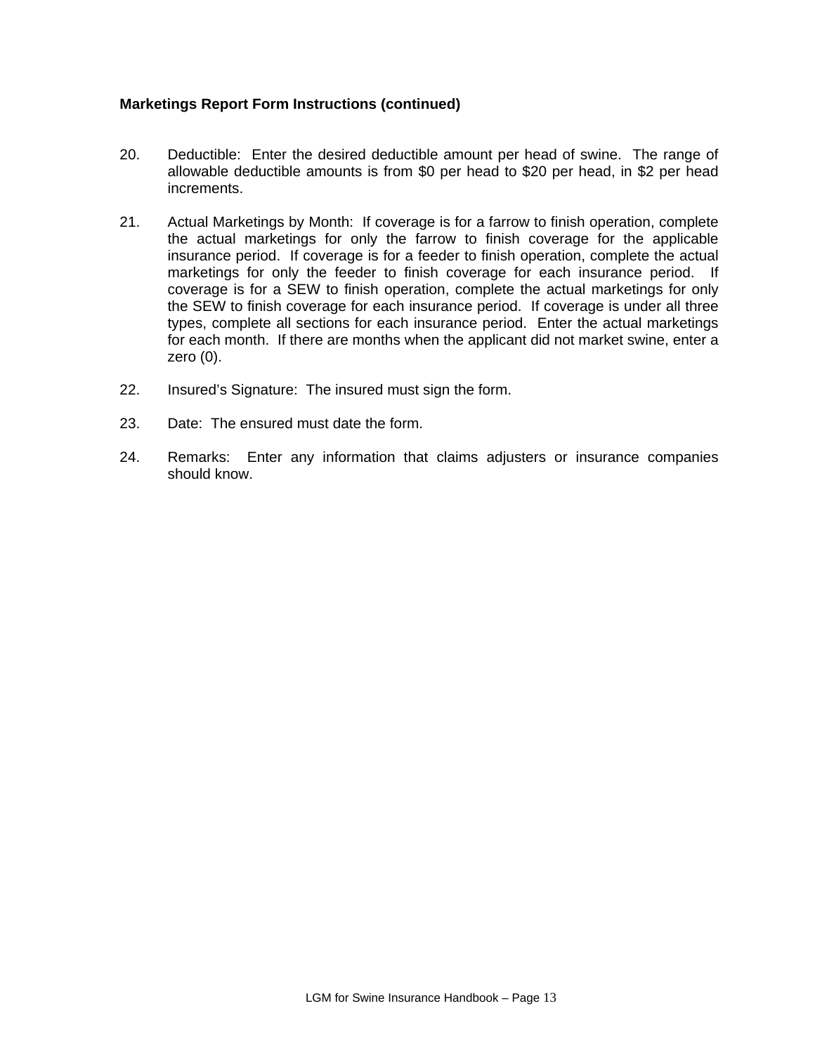**Marketings Report Form Instructions (continued)**

20. Deductible: Enter the desired deductible amount per head of swine. The range of allowable deductible amounts is from $0 per head to $20 per head, in $2 per head increments.

21. Actual Marketings by Month: If coverage is for a farrow to finish operation, complete the actual marketings for only the farrow to finish coverage for the applicable insurance period. If coverage is for a feeder to finish operation, complete the actual marketings for only the feeder to finish coverage for each insurance period. If coverage is for a SEW to finish operation, complete the actual marketings for only the SEW to finish coverage for each insurance period. If coverage is under all three types, complete all sections for each insurance period. Enter the actual marketings for each month. If there are months when the applicant did not market swine, enter a zero (0).

22. Insured's Signature: The insured must sign the form.

23. Date: The ensured must date the form.

24. Remarks: Enter any information that claims adjusters or insurance companies should know.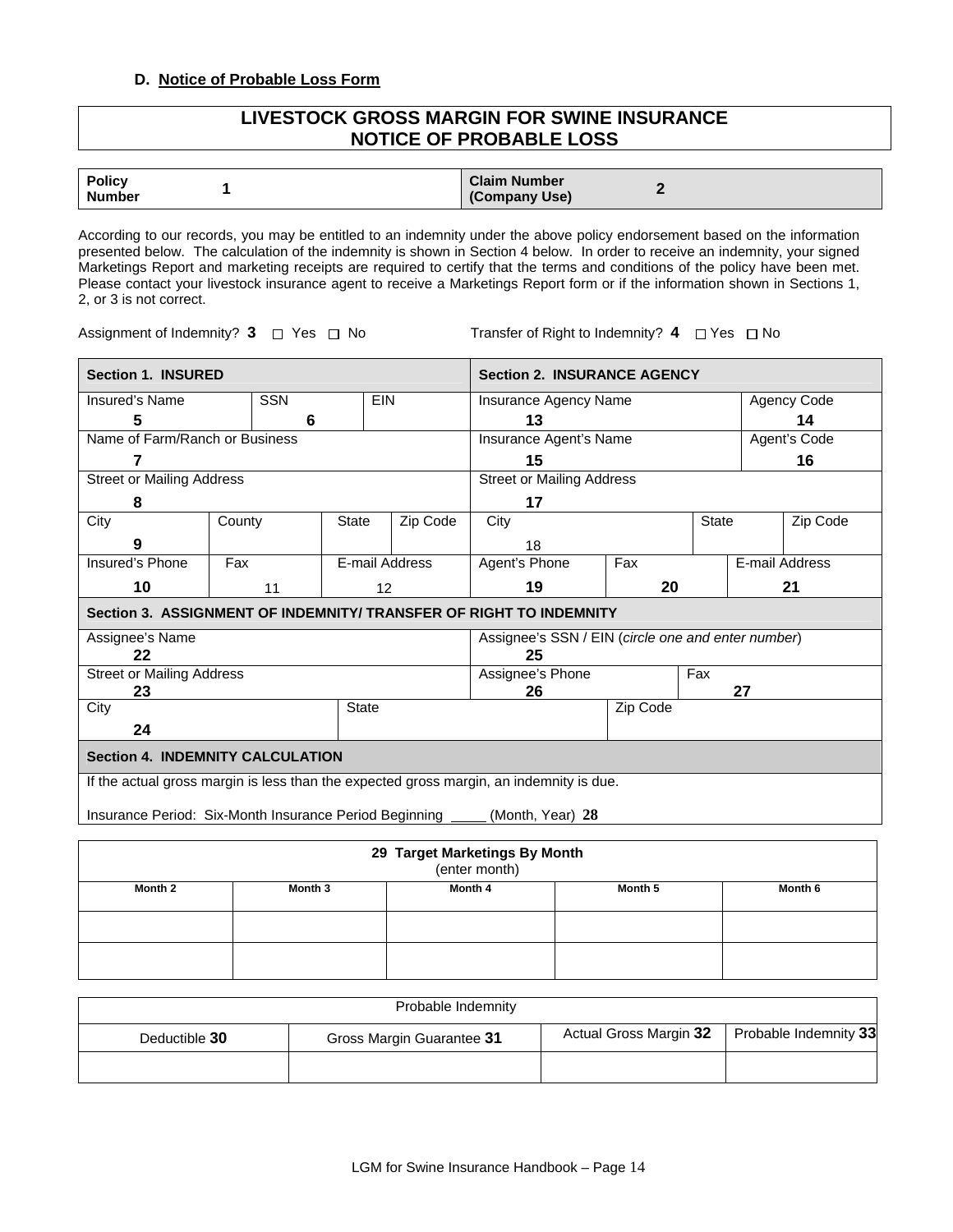### D. Notice of Probable Loss Form

## LIVESTOCK GROSS MARGIN FOR SWINE INSURANCE NOTICE OF PROBABLE LOSS

| Policy Number | 1 | Claim Number (Company Use) | 2 |
|---|---|---|---|

According to our records, you may be entitled to an indemnity under the above policy endorsement based on the information presented below. The calculation of the indemnity is shown in Section 4 below. In order to receive an indemnity, your signed Marketings Report and marketing receipts are required to certify that the terms and conditions of the policy have been met. Please contact your livestock insurance agent to receive a Marketings Report form or if the information shown in Sections 1, 2, or 3 is not correct.

Assignment of Indemnity? **3** ☐ Yes ☐ No    Transfer of Right to Indemnity? **4** ☐ Yes ☐ No

| **Section 1. INSURED** | | | | **Section 2. INSURANCE AGENCY** | | |
|---|---|---|---|---|---|---|
| Insured's Name 5 | SSN 6 | EIN | | Insurance Agency Name 13 | | Agency Code 14 |
| Name of Farm/Ranch or Business 7 | | | | Insurance Agent's Name 15 | | Agent's Code 16 |
| Street or Mailing Address 8 | | | | Street or Mailing Address 17 | | |
| City 9 | County | State | Zip Code | City 18 | State | Zip Code |
| Insured's Phone 10 | Fax 11 | E-mail Address 12 | | Agent's Phone 19 | Fax 20 | E-mail Address 21 |

| **Section 3. ASSIGNMENT OF INDEMNITY/ TRANSFER OF RIGHT TO INDEMNITY** | | | |
|---|---|---|---|
| Assignee's Name 22 | | Assignee's SSN / EIN (*circle one and enter number*) 25 | |
| Street or Mailing Address 23 | | Assignee's Phone 26 | Fax 27 |
| City 24 | State | Zip Code | |

**Section 4. INDEMNITY CALCULATION**

If the actual gross margin is less than the expected gross margin, an indemnity is due.

Insurance Period: Six-Month Insurance Period Beginning ____ (Month, Year) **28**

| 29 Target Marketings By Month (enter month) | | | | |
|---|---|---|---|---|
| Month 2 | Month 3 | Month 4 | Month 5 | Month 6 |
| | | | | |
| | | | | |

| Probable Indemnity | | | |
|---|---|---|---|
| Deductible **30** | Gross Margin Guarantee **31** | Actual Gross Margin **32** | Probable Indemnity **33** |
| | | | |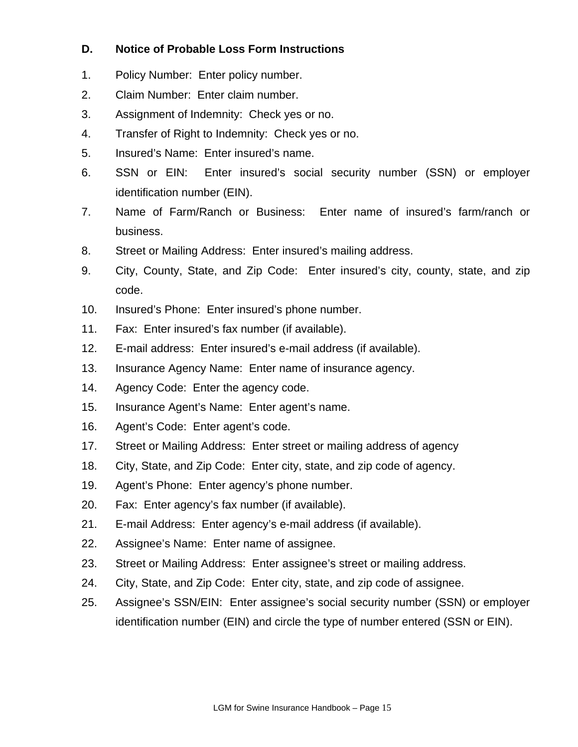### D. Notice of Probable Loss Form Instructions

1. Policy Number: Enter policy number.
2. Claim Number: Enter claim number.
3. Assignment of Indemnity: Check yes or no.
4. Transfer of Right to Indemnity: Check yes or no.
5. Insured's Name: Enter insured's name.
6. SSN or EIN: Enter insured's social security number (SSN) or employer identification number (EIN).
7. Name of Farm/Ranch or Business: Enter name of insured's farm/ranch or business.
8. Street or Mailing Address: Enter insured's mailing address.
9. City, County, State, and Zip Code: Enter insured's city, county, state, and zip code.
10. Insured's Phone: Enter insured's phone number.
11. Fax: Enter insured's fax number (if available).
12. E-mail address: Enter insured's e-mail address (if available).
13. Insurance Agency Name: Enter name of insurance agency.
14. Agency Code: Enter the agency code.
15. Insurance Agent's Name: Enter agent's name.
16. Agent's Code: Enter agent's code.
17. Street or Mailing Address: Enter street or mailing address of agency
18. City, State, and Zip Code: Enter city, state, and zip code of agency.
19. Agent's Phone: Enter agency's phone number.
20. Fax: Enter agency's fax number (if available).
21. E-mail Address: Enter agency's e-mail address (if available).
22. Assignee's Name: Enter name of assignee.
23. Street or Mailing Address: Enter assignee's street or mailing address.
24. City, State, and Zip Code: Enter city, state, and zip code of assignee.
25. Assignee's SSN/EIN: Enter assignee's social security number (SSN) or employer identification number (EIN) and circle the type of number entered (SSN or EIN).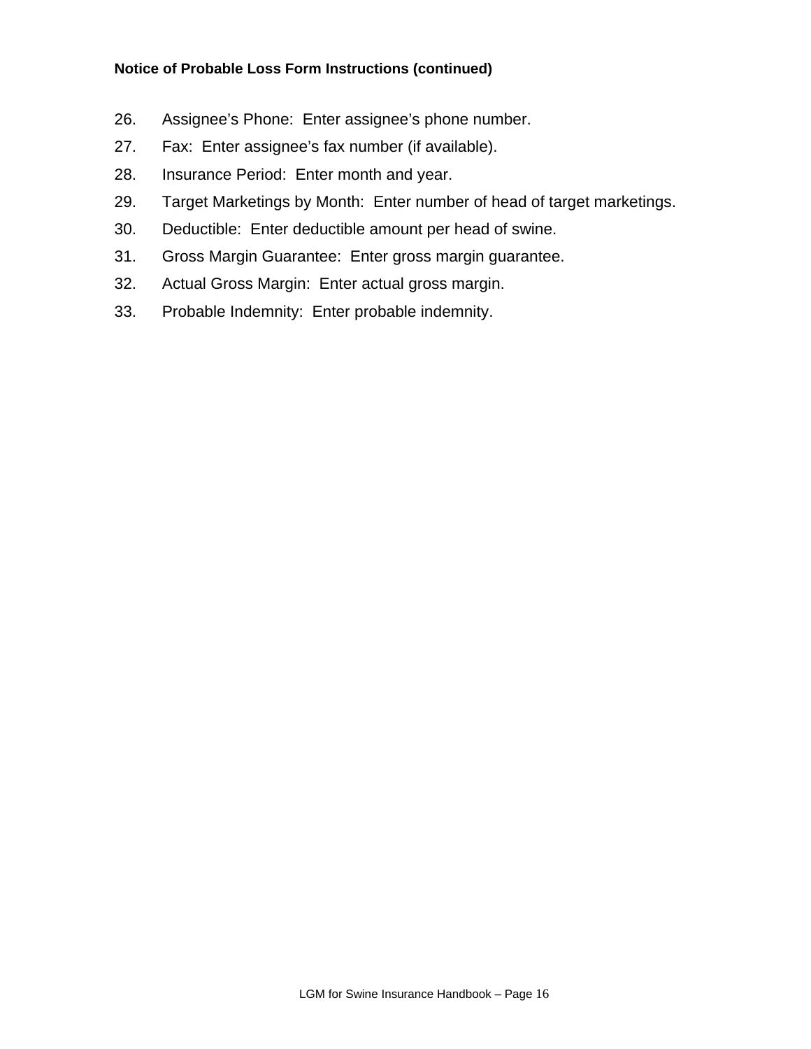**Notice of Probable Loss Form Instructions (continued)**

26. Assignee’s Phone: Enter assignee’s phone number.
27. Fax: Enter assignee’s fax number (if available).
28. Insurance Period: Enter month and year.
29. Target Marketings by Month: Enter number of head of target marketings.
30. Deductible: Enter deductible amount per head of swine.
31. Gross Margin Guarantee: Enter gross margin guarantee.
32. Actual Gross Margin: Enter actual gross margin.
33. Probable Indemnity: Enter probable indemnity.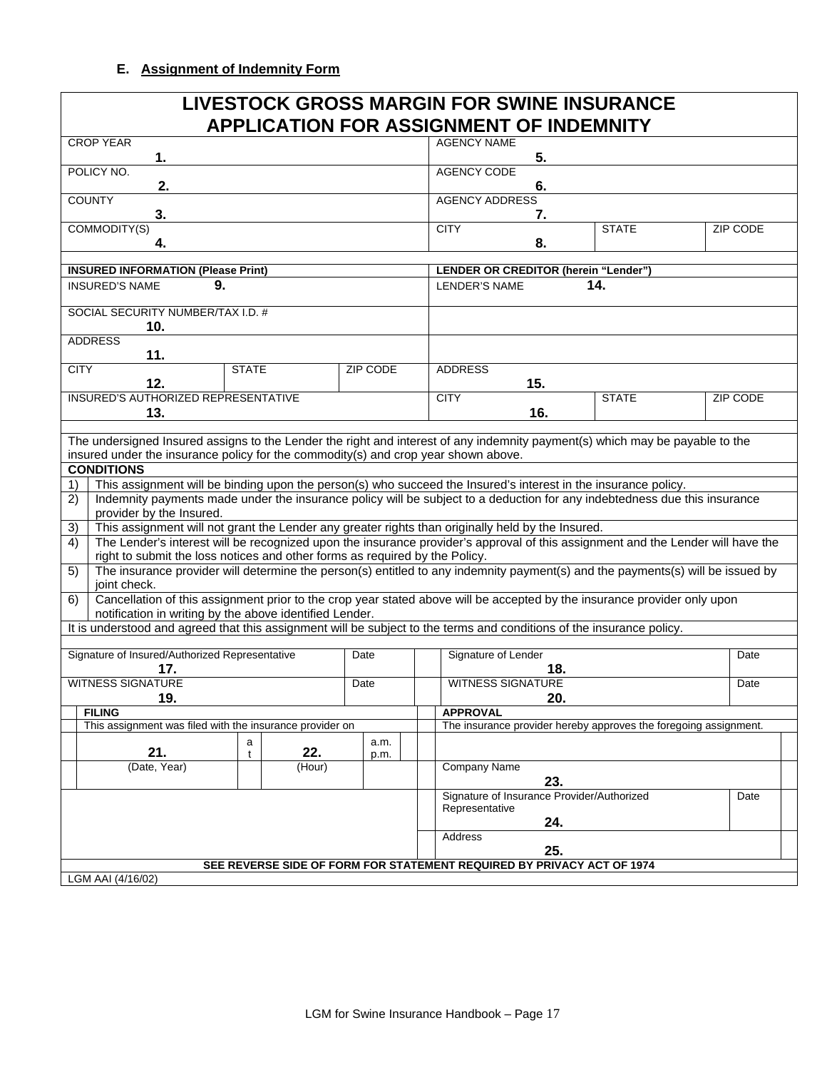### E. Assignment of Indemnity Form

## LIVESTOCK GROSS MARGIN FOR SWINE INSURANCE APPLICATION FOR ASSIGNMENT OF INDEMNITY

| | | | | | |
|---|---|---|---|---|---|
| CROP YEAR **1.** | | | AGENCY NAME **5.** | | |
| POLICY NO. **2.** | | | AGENCY CODE **6.** | | |
| COUNTY **3.** | | | AGENCY ADDRESS **7.** | | |
| COMMODITY(S) **4.** | | | CITY **8.** | STATE | ZIP CODE |

| | | | | | |
|---|---|---|---|---|---|
| **INSURED INFORMATION (Please Print)** | | | **LENDER OR CREDITOR (herein "Lender")** | | |
| INSURED'S NAME **9.** | | | LENDER'S NAME **14.** | | |
| SOCIAL SECURITY NUMBER/TAX I.D. # **10.** | | | | | |
| ADDRESS **11.** | | | | | |
| CITY **12.** | STATE | ZIP CODE | ADDRESS **15.** | | |
| INSURED'S AUTHORIZED REPRESENTATIVE **13.** | | | CITY **16.** | STATE | ZIP CODE |

The undersigned Insured assigns to the Lender the right and interest of any indemnity payment(s) which may be payable to the insured under the insurance policy for the commodity(s) and crop year shown above.

**CONDITIONS**

1) This assignment will be binding upon the person(s) who succeed the Insured's interest in the insurance policy.
2) Indemnity payments made under the insurance policy will be subject to a deduction for any indebtedness due this insurance provider by the Insured.
3) This assignment will not grant the Lender any greater rights than originally held by the Insured.
4) The Lender's interest will be recognized upon the insurance provider's approval of this assignment and the Lender will have the right to submit the loss notices and other forms as required by the Policy.
5) The insurance provider will determine the person(s) entitled to any indemnity payment(s) and the payments(s) will be issued by joint check.
6) Cancellation of this assignment prior to the crop year stated above will be accepted by the insurance provider only upon notification in writing by the above identified Lender.

It is understood and agreed that this assignment will be subject to the terms and conditions of the insurance policy.

| | | | |
|---|---|---|---|
| Signature of Insured/Authorized Representative **17.** | Date | Signature of Lender **18.** | Date |
| WITNESS SIGNATURE **19.** | Date | WITNESS SIGNATURE **20.** | Date |

| | |
|---|---|
| **FILING** | **APPROVAL** |
| This assignment was filed with the insurance provider on | The insurance provider hereby approves the foregoing assignment. |
| **21.** (Date, Year) at **22.** (Hour) a.m. p.m. | |
| | Company Name **23.** |
| | Signature of Insurance Provider/Authorized Representative **24.** Date |
| | Address **25.** |

**SEE REVERSE SIDE OF FORM FOR STATEMENT REQUIRED BY PRIVACY ACT OF 1974**

LGM AAI (4/16/02)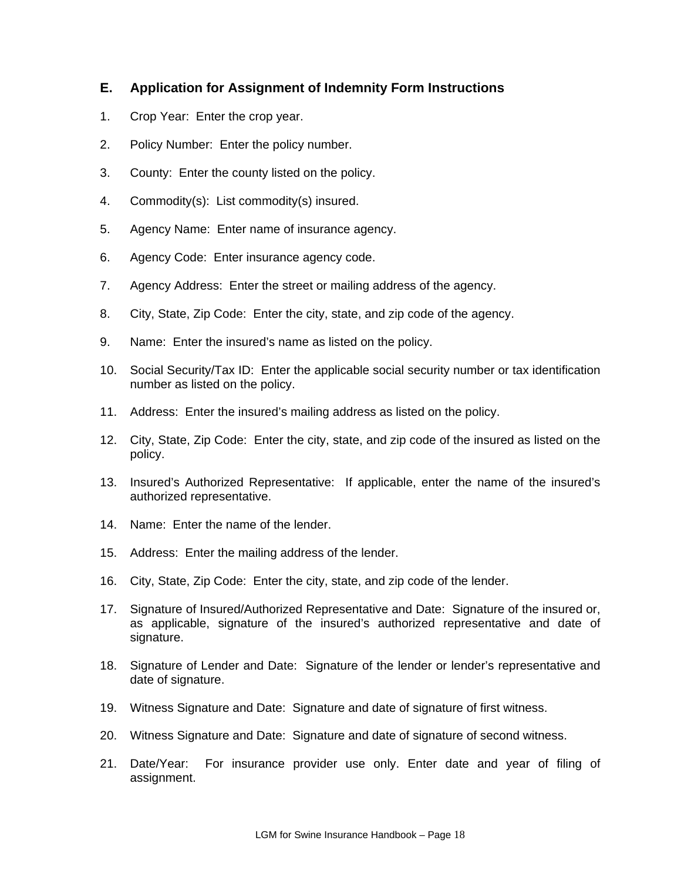## E. Application for Assignment of Indemnity Form Instructions

1. Crop Year: Enter the crop year.
2. Policy Number: Enter the policy number.
3. County: Enter the county listed on the policy.
4. Commodity(s): List commodity(s) insured.
5. Agency Name: Enter name of insurance agency.
6. Agency Code: Enter insurance agency code.
7. Agency Address: Enter the street or mailing address of the agency.
8. City, State, Zip Code: Enter the city, state, and zip code of the agency.
9. Name: Enter the insured's name as listed on the policy.
10. Social Security/Tax ID: Enter the applicable social security number or tax identification number as listed on the policy.
11. Address: Enter the insured's mailing address as listed on the policy.
12. City, State, Zip Code: Enter the city, state, and zip code of the insured as listed on the policy.
13. Insured's Authorized Representative: If applicable, enter the name of the insured's authorized representative.
14. Name: Enter the name of the lender.
15. Address: Enter the mailing address of the lender.
16. City, State, Zip Code: Enter the city, state, and zip code of the lender.
17. Signature of Insured/Authorized Representative and Date: Signature of the insured or, as applicable, signature of the insured's authorized representative and date of signature.
18. Signature of Lender and Date: Signature of the lender or lender's representative and date of signature.
19. Witness Signature and Date: Signature and date of signature of first witness.
20. Witness Signature and Date: Signature and date of signature of second witness.
21. Date/Year: For insurance provider use only. Enter date and year of filing of assignment.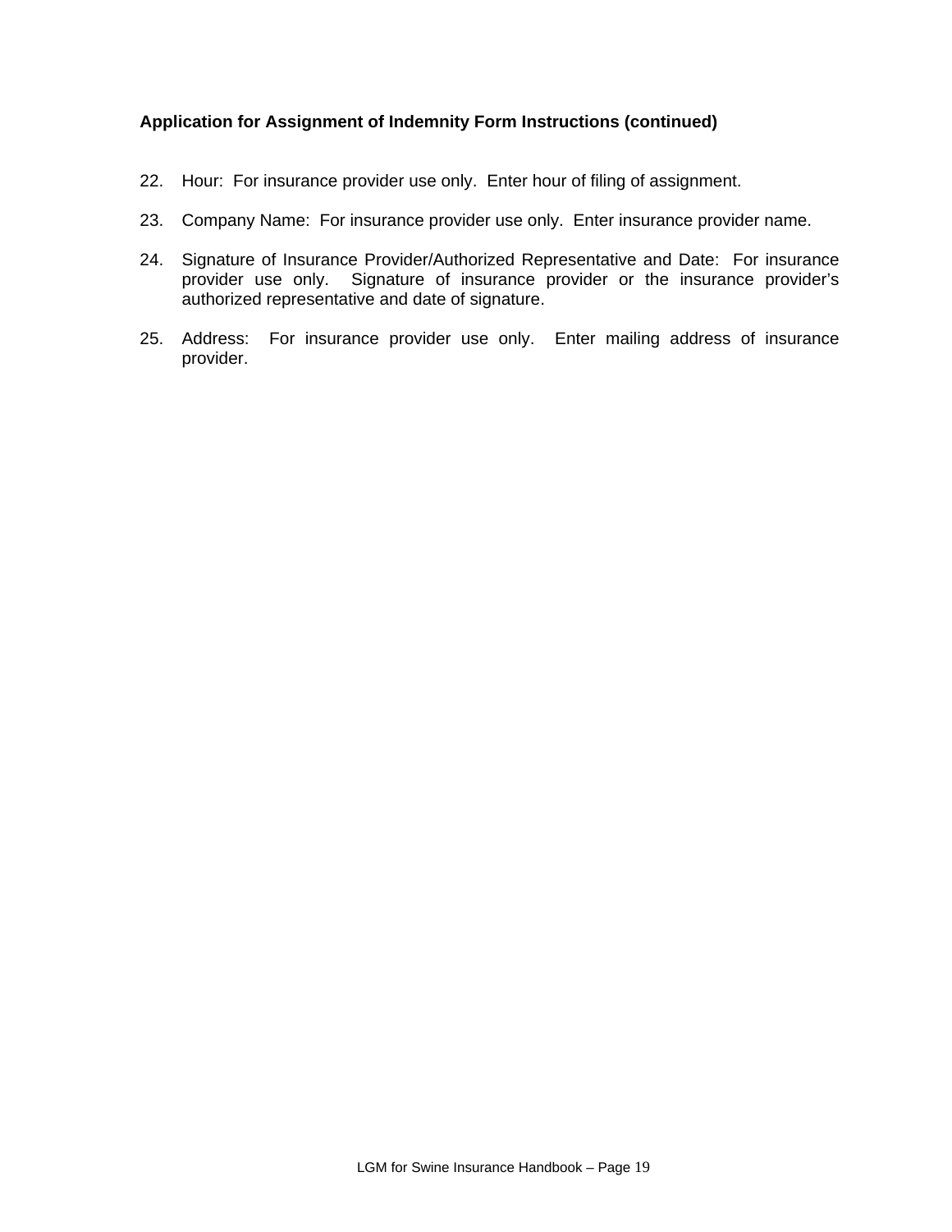**Application for Assignment of Indemnity Form Instructions (continued)**

22. Hour: For insurance provider use only. Enter hour of filing of assignment.

23. Company Name: For insurance provider use only. Enter insurance provider name.

24. Signature of Insurance Provider/Authorized Representative and Date: For insurance provider use only. Signature of insurance provider or the insurance provider's authorized representative and date of signature.

25. Address: For insurance provider use only. Enter mailing address of insurance provider.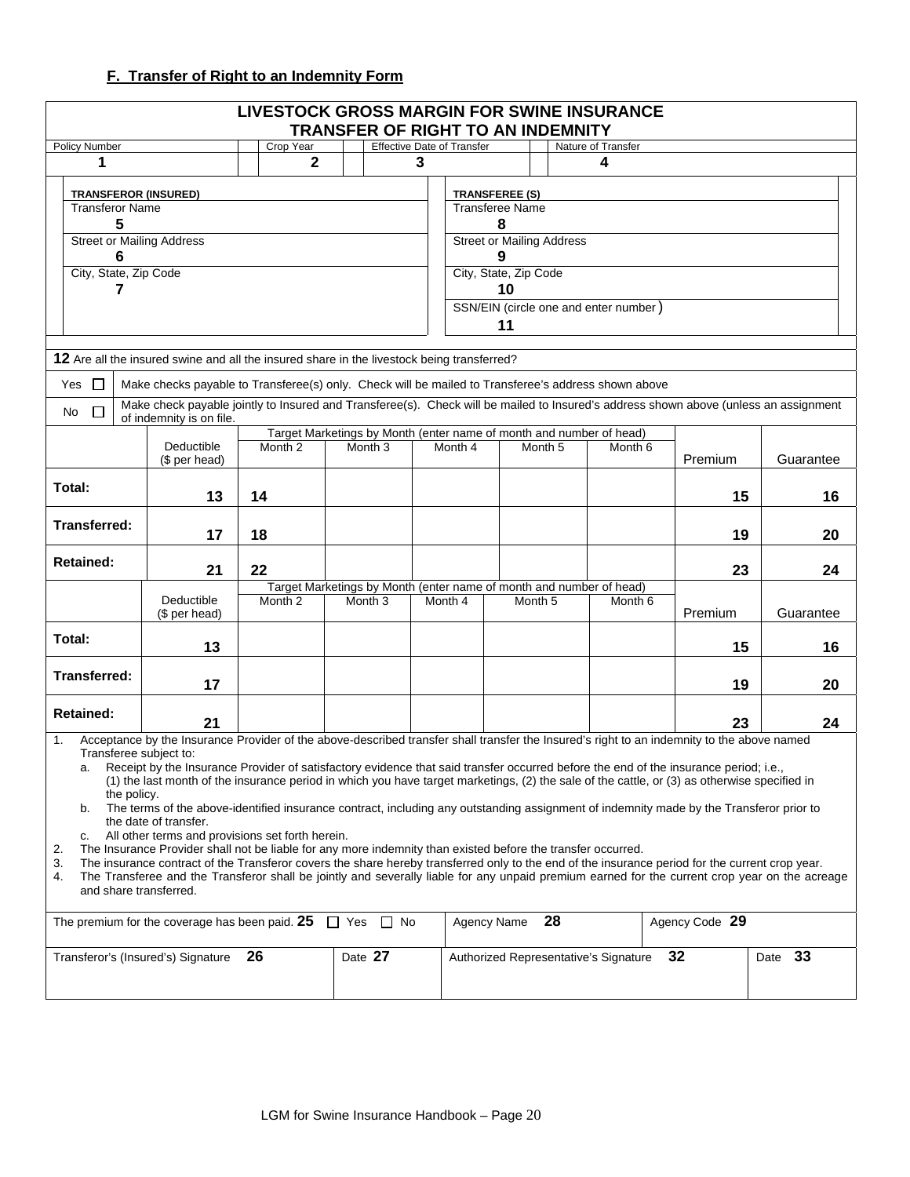### F. Transfer of Right to an Indemnity Form

**LIVESTOCK GROSS MARGIN FOR SWINE INSURANCE**
**TRANSFER OF RIGHT TO AN INDEMNITY**

| Policy Number | Crop Year | Effective Date of Transfer | Nature of Transfer |
|---|---|---|---|
| 1 | 2 | 3 | 4 |

| TRANSFEROR (INSURED) | TRANSFEREE (S) |
|---|---|
| Transferor Name<br>5 | Transferee Name<br>8 |
| Street or Mailing Address<br>6 | Street or Mailing Address<br>9 |
| City, State, Zip Code<br>7 | City, State, Zip Code<br>10 |
| | SSN/EIN (circle one and enter number)<br>11 |

**12** Are all the insured swine and all the insured share in the livestock being transferred?

- Yes ☐ Make checks payable to Transferee(s) only. Check will be mailed to Transferee's address shown above
- No ☐ Make check payable jointly to Insured and Transferee(s). Check will be mailed to Insured's address shown above (unless an assignment of indemnity is on file.

| | Deductible ($ per head) | Target Marketings by Month (enter name of month and number of head) Month 2 | Month 3 | Month 4 | Month 5 | Month 6 | Premium | Guarantee |
|---|---|---|---|---|---|---|---|---|
| **Total:** | 13 | 14 | | | | | 15 | 16 |
| **Transferred:** | 17 | 18 | | | | | 19 | 20 |
| **Retained:** | 21 | 22 | | | | | 23 | 24 |

| | Deductible ($ per head) | Target Marketings by Month (enter name of month and number of head) Month 2 | Month 3 | Month 4 | Month 5 | Month 6 | Premium | Guarantee |
|---|---|---|---|---|---|---|---|---|
| **Total:** | 13 | | | | | | 15 | 16 |
| **Transferred:** | 17 | | | | | | 19 | 20 |
| **Retained:** | 21 | | | | | | 23 | 24 |

1. Acceptance by the Insurance Provider of the above-described transfer shall transfer the Insured's right to an indemnity to the above named Transferee subject to:
   a. Receipt by the Insurance Provider of satisfactory evidence that said transfer occurred before the end of the insurance period; i.e., (1) the last month of the insurance period in which you have target marketings, (2) the sale of the cattle, or (3) as otherwise specified in the policy.
   b. The terms of the above-identified insurance contract, including any outstanding assignment of indemnity made by the Transferor prior to the date of transfer.
   c. All other terms and provisions set forth herein.
2. The Insurance Provider shall not be liable for any more indemnity than existed before the transfer occurred.
3. The insurance contract of the Transferor covers the share hereby transferred only to the end of the insurance period for the current crop year.
4. The Transferee and the Transferor shall be jointly and severally liable for any unpaid premium earned for the current crop year on the acreage and share transferred.

| The premium for the coverage has been paid. **25** ☐ Yes ☐ No | Agency Name **28** | Agency Code **29** |
|---|---|---|

| Transferor's (Insured's) Signature **26** | Date **27** | Authorized Representative's Signature **32** | Date **33** |
|---|---|---|---|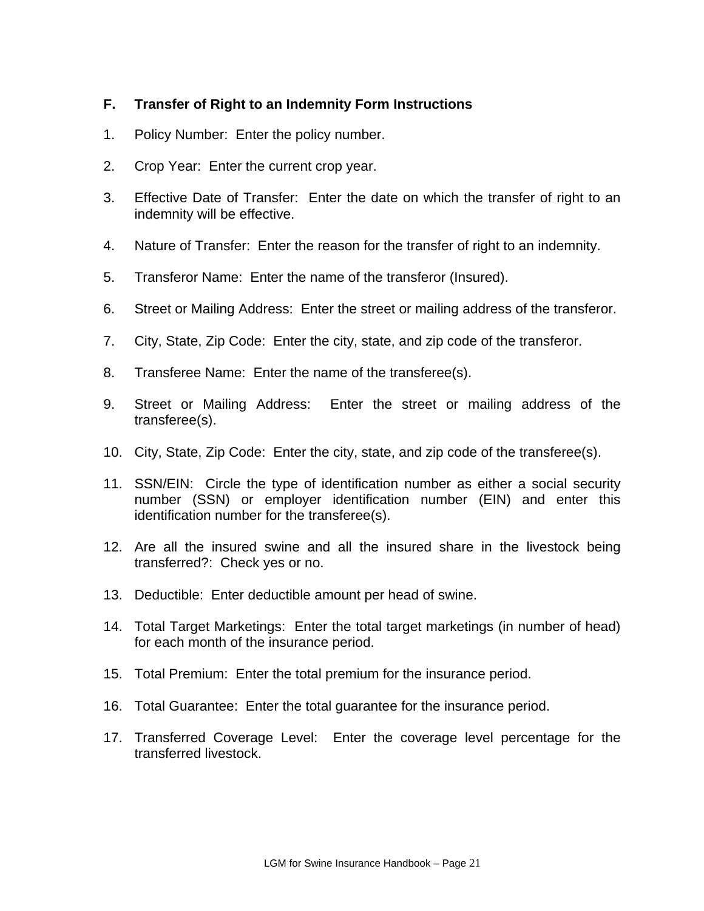### F. Transfer of Right to an Indemnity Form Instructions

1. Policy Number: Enter the policy number.
2. Crop Year: Enter the current crop year.
3. Effective Date of Transfer: Enter the date on which the transfer of right to an indemnity will be effective.
4. Nature of Transfer: Enter the reason for the transfer of right to an indemnity.
5. Transferor Name: Enter the name of the transferor (Insured).
6. Street or Mailing Address: Enter the street or mailing address of the transferor.
7. City, State, Zip Code: Enter the city, state, and zip code of the transferor.
8. Transferee Name: Enter the name of the transferee(s).
9. Street or Mailing Address: Enter the street or mailing address of the transferee(s).
10. City, State, Zip Code: Enter the city, state, and zip code of the transferee(s).
11. SSN/EIN: Circle the type of identification number as either a social security number (SSN) or employer identification number (EIN) and enter this identification number for the transferee(s).
12. Are all the insured swine and all the insured share in the livestock being transferred?: Check yes or no.
13. Deductible: Enter deductible amount per head of swine.
14. Total Target Marketings: Enter the total target marketings (in number of head) for each month of the insurance period.
15. Total Premium: Enter the total premium for the insurance period.
16. Total Guarantee: Enter the total guarantee for the insurance period.
17. Transferred Coverage Level: Enter the coverage level percentage for the transferred livestock.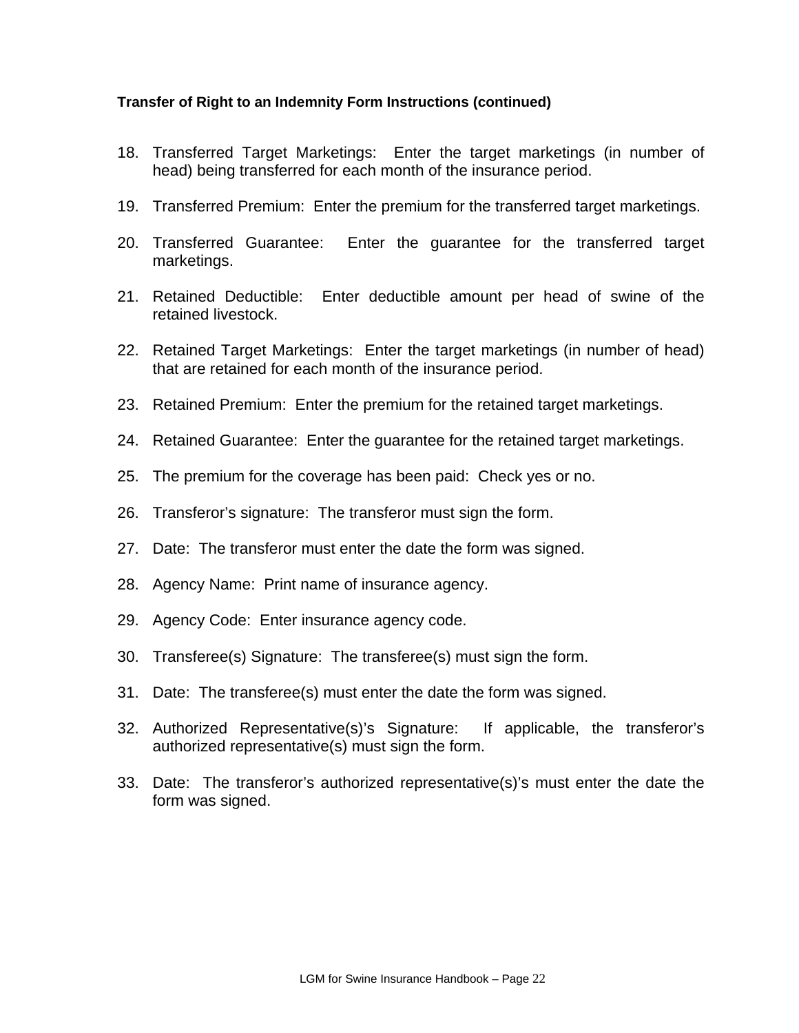**Transfer of Right to an Indemnity Form Instructions (continued)**

18. Transferred Target Marketings: Enter the target marketings (in number of head) being transferred for each month of the insurance period.

19. Transferred Premium: Enter the premium for the transferred target marketings.

20. Transferred Guarantee: Enter the guarantee for the transferred target marketings.

21. Retained Deductible: Enter deductible amount per head of swine of the retained livestock.

22. Retained Target Marketings: Enter the target marketings (in number of head) that are retained for each month of the insurance period.

23. Retained Premium: Enter the premium for the retained target marketings.

24. Retained Guarantee: Enter the guarantee for the retained target marketings.

25. The premium for the coverage has been paid: Check yes or no.

26. Transferor's signature: The transferor must sign the form.

27. Date: The transferor must enter the date the form was signed.

28. Agency Name: Print name of insurance agency.

29. Agency Code: Enter insurance agency code.

30. Transferee(s) Signature: The transferee(s) must sign the form.

31. Date: The transferee(s) must enter the date the form was signed.

32. Authorized Representative(s)'s Signature: If applicable, the transferor's authorized representative(s) must sign the form.

33. Date: The transferor's authorized representative(s)'s must enter the date the form was signed.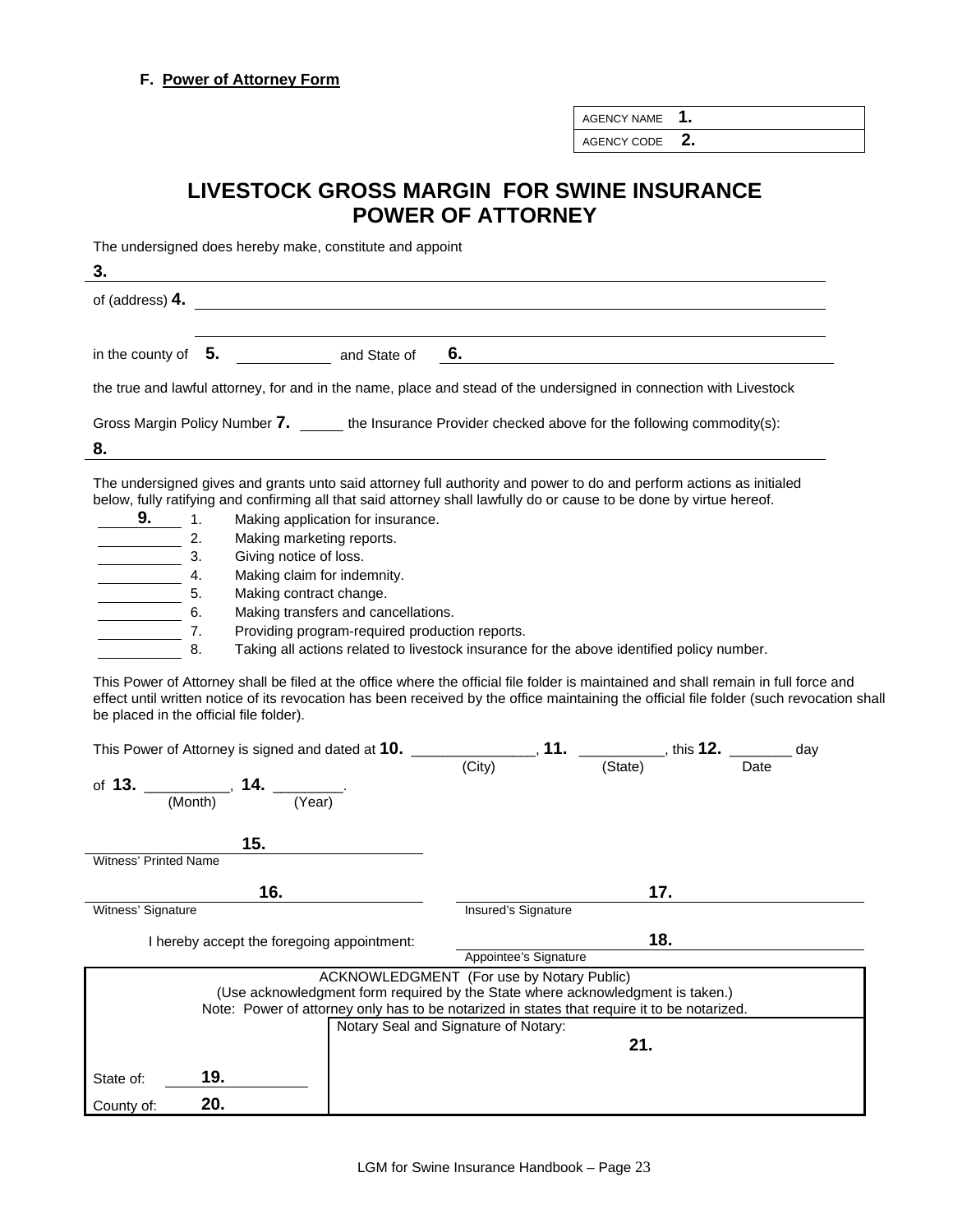**F. Power of Attorney Form**

| AGENCY NAME | 1. |
|---|---|
| AGENCY CODE | 2. |

# LIVESTOCK GROSS MARGIN FOR SWINE INSURANCE POWER OF ATTORNEY

The undersigned does hereby make, constitute and appoint

**3.** ____________________________________________

of (address) **4.** ____________________________________________

____________________________________________

in the county of **5.** ____________ and State of **6.** ____________________

the true and lawful attorney, for and in the name, place and stead of the undersigned in connection with Livestock

Gross Margin Policy Number **7.** ______ the Insurance Provider checked above for the following commodity(s):

**8.** ____________________________________________

The undersigned gives and grants unto said attorney full authority and power to do and perform actions as initialed below, fully ratifying and confirming all that said attorney shall lawfully do or cause to be done by virtue hereof.

**9.** ______ 1. Making application for insurance.
__________ 2. Making marketing reports.
__________ 3. Giving notice of loss.
__________ 4. Making claim for indemnity.
__________ 5. Making contract change.
__________ 6. Making transfers and cancellations.
__________ 7. Providing program-required production reports.
__________ 8. Taking all actions related to livestock insurance for the above identified policy number.

This Power of Attorney shall be filed at the office where the official file folder is maintained and shall remain in full force and effect until written notice of its revocation has been received by the office maintaining the official file folder (such revocation shall be placed in the official file folder).

This Power of Attorney is signed and dated at **10.** _______________ (City), **11.** __________ (State), this **12.** _______ (Date) day of **13.** __________ (Month), **14.** ________ (Year).

**15.** ____________________
Witness' Printed Name

**16.** ____________________
Witness' Signature

**17.** ____________________
Insured's Signature

I hereby accept the foregoing appointment: **18.** ____________________
Appointee's Signature

ACKNOWLEDGMENT (For use by Notary Public)
(Use acknowledgment form required by the State where acknowledgment is taken.)
Note: Power of attorney only has to be notarized in states that require it to be notarized.

State of: **19.** ____________

County of: **20.** ____________

Notary Seal and Signature of Notary: **21.**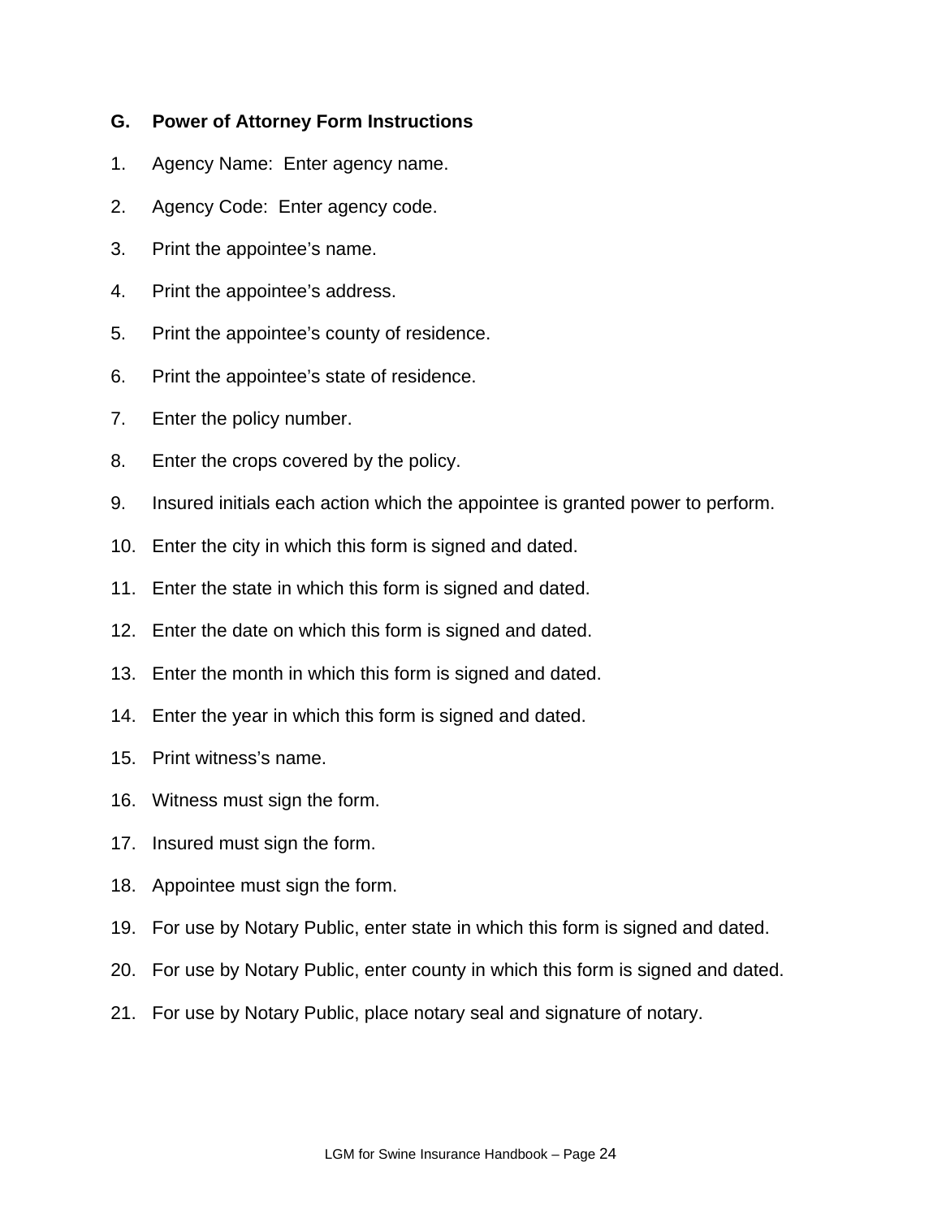## G. Power of Attorney Form Instructions

1. Agency Name: Enter agency name.
2. Agency Code: Enter agency code.
3. Print the appointee's name.
4. Print the appointee's address.
5. Print the appointee's county of residence.
6. Print the appointee's state of residence.
7. Enter the policy number.
8. Enter the crops covered by the policy.
9. Insured initials each action which the appointee is granted power to perform.
10. Enter the city in which this form is signed and dated.
11. Enter the state in which this form is signed and dated.
12. Enter the date on which this form is signed and dated.
13. Enter the month in which this form is signed and dated.
14. Enter the year in which this form is signed and dated.
15. Print witness's name.
16. Witness must sign the form.
17. Insured must sign the form.
18. Appointee must sign the form.
19. For use by Notary Public, enter state in which this form is signed and dated.
20. For use by Notary Public, enter county in which this form is signed and dated.
21. For use by Notary Public, place notary seal and signature of notary.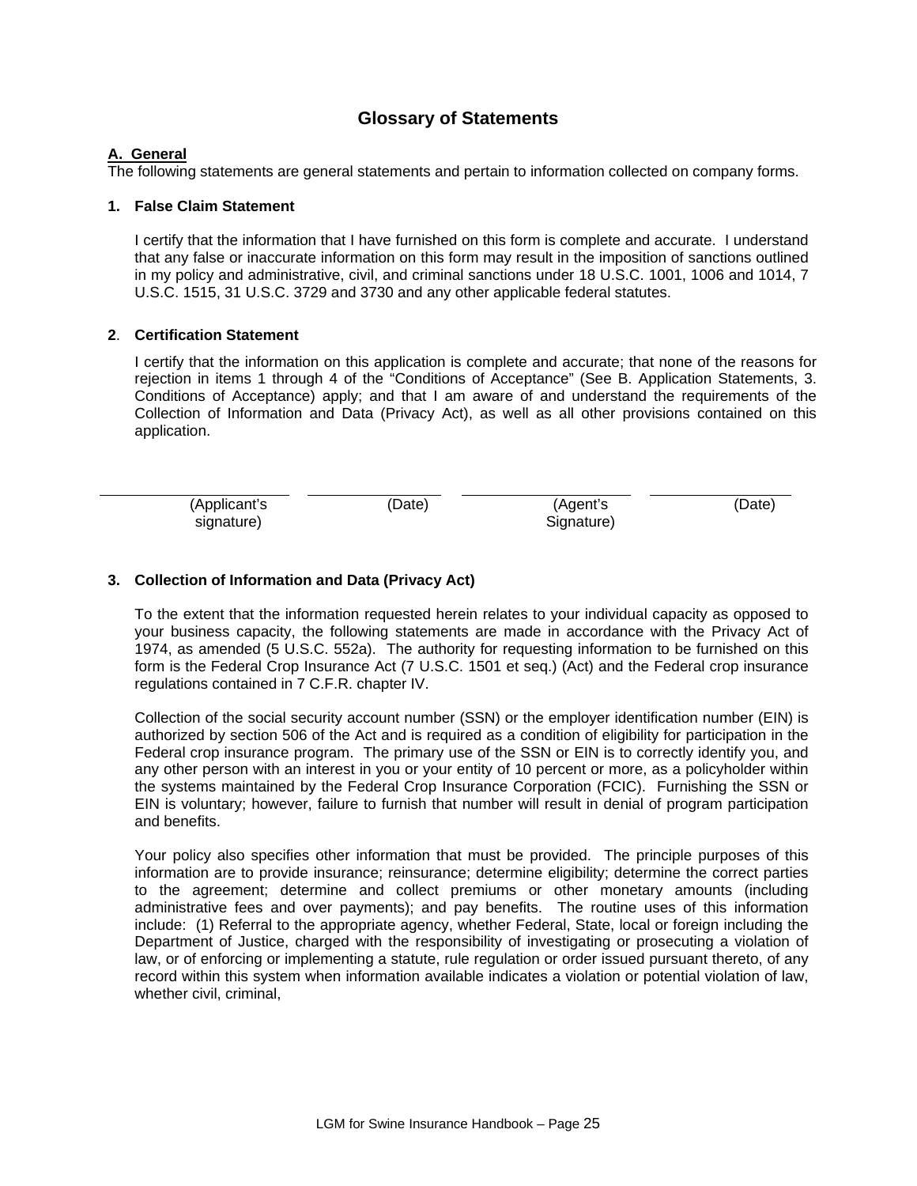# Glossary of Statements

**A. General**

The following statements are general statements and pertain to information collected on company forms.

**1. False Claim Statement**

I certify that the information that I have furnished on this form is complete and accurate. I understand that any false or inaccurate information on this form may result in the imposition of sanctions outlined in my policy and administrative, civil, and criminal sanctions under 18 U.S.C. 1001, 1006 and 1014, 7 U.S.C. 1515, 31 U.S.C. 3729 and 3730 and any other applicable federal statutes.

**2. Certification Statement**

I certify that the information on this application is complete and accurate; that none of the reasons for rejection in items 1 through 4 of the "Conditions of Acceptance" (See B. Application Statements, 3. Conditions of Acceptance) apply; and that I am aware of and understand the requirements of the Collection of Information and Data (Privacy Act), as well as all other provisions contained on this application.

| _______________ | _______________ | _______________ | _______________ |
|---|---|---|---|
| (Applicant's signature) | (Date) | (Agent's Signature) | (Date) |

**3. Collection of Information and Data (Privacy Act)**

To the extent that the information requested herein relates to your individual capacity as opposed to your business capacity, the following statements are made in accordance with the Privacy Act of 1974, as amended (5 U.S.C. 552a). The authority for requesting information to be furnished on this form is the Federal Crop Insurance Act (7 U.S.C. 1501 et seq.) (Act) and the Federal crop insurance regulations contained in 7 C.F.R. chapter IV.

Collection of the social security account number (SSN) or the employer identification number (EIN) is authorized by section 506 of the Act and is required as a condition of eligibility for participation in the Federal crop insurance program. The primary use of the SSN or EIN is to correctly identify you, and any other person with an interest in you or your entity of 10 percent or more, as a policyholder within the systems maintained by the Federal Crop Insurance Corporation (FCIC). Furnishing the SSN or EIN is voluntary; however, failure to furnish that number will result in denial of program participation and benefits.

Your policy also specifies other information that must be provided. The principle purposes of this information are to provide insurance; reinsurance; determine eligibility; determine the correct parties to the agreement; determine and collect premiums or other monetary amounts (including administrative fees and over payments); and pay benefits. The routine uses of this information include: (1) Referral to the appropriate agency, whether Federal, State, local or foreign including the Department of Justice, charged with the responsibility of investigating or prosecuting a violation of law, or of enforcing or implementing a statute, rule regulation or order issued pursuant thereto, of any record within this system when information available indicates a violation or potential violation of law, whether civil, criminal,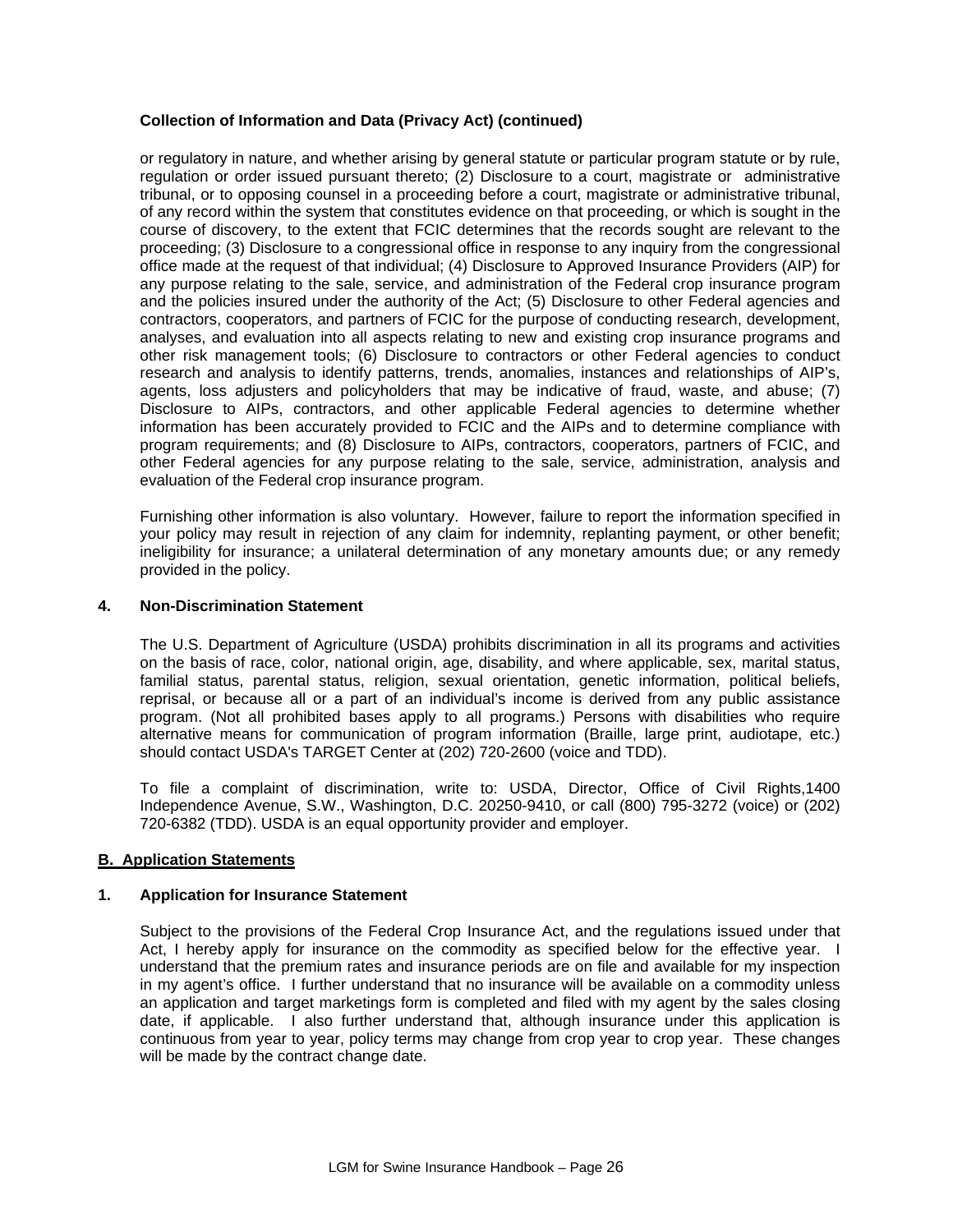**Collection of Information and Data (Privacy Act) (continued)**

or regulatory in nature, and whether arising by general statute or particular program statute or by rule, regulation or order issued pursuant thereto; (2) Disclosure to a court, magistrate or administrative tribunal, or to opposing counsel in a proceeding before a court, magistrate or administrative tribunal, of any record within the system that constitutes evidence on that proceeding, or which is sought in the course of discovery, to the extent that FCIC determines that the records sought are relevant to the proceeding; (3) Disclosure to a congressional office in response to any inquiry from the congressional office made at the request of that individual; (4) Disclosure to Approved Insurance Providers (AIP) for any purpose relating to the sale, service, and administration of the Federal crop insurance program and the policies insured under the authority of the Act; (5) Disclosure to other Federal agencies and contractors, cooperators, and partners of FCIC for the purpose of conducting research, development, analyses, and evaluation into all aspects relating to new and existing crop insurance programs and other risk management tools; (6) Disclosure to contractors or other Federal agencies to conduct research and analysis to identify patterns, trends, anomalies, instances and relationships of AIP's, agents, loss adjusters and policyholders that may be indicative of fraud, waste, and abuse; (7) Disclosure to AIPs, contractors, and other applicable Federal agencies to determine whether information has been accurately provided to FCIC and the AIPs and to determine compliance with program requirements; and (8) Disclosure to AIPs, contractors, cooperators, partners of FCIC, and other Federal agencies for any purpose relating to the sale, service, administration, analysis and evaluation of the Federal crop insurance program.

Furnishing other information is also voluntary. However, failure to report the information specified in your policy may result in rejection of any claim for indemnity, replanting payment, or other benefit; ineligibility for insurance; a unilateral determination of any monetary amounts due; or any remedy provided in the policy.

### 4. Non-Discrimination Statement

The U.S. Department of Agriculture (USDA) prohibits discrimination in all its programs and activities on the basis of race, color, national origin, age, disability, and where applicable, sex, marital status, familial status, parental status, religion, sexual orientation, genetic information, political beliefs, reprisal, or because all or a part of an individual's income is derived from any public assistance program. (Not all prohibited bases apply to all programs.) Persons with disabilities who require alternative means for communication of program information (Braille, large print, audiotape, etc.) should contact USDA's TARGET Center at (202) 720-2600 (voice and TDD).

To file a complaint of discrimination, write to: USDA, Director, Office of Civil Rights,1400 Independence Avenue, S.W., Washington, D.C. 20250-9410, or call (800) 795-3272 (voice) or (202) 720-6382 (TDD). USDA is an equal opportunity provider and employer.

## B. Application Statements

### 1. Application for Insurance Statement

Subject to the provisions of the Federal Crop Insurance Act, and the regulations issued under that Act, I hereby apply for insurance on the commodity as specified below for the effective year. I understand that the premium rates and insurance periods are on file and available for my inspection in my agent's office. I further understand that no insurance will be available on a commodity unless an application and target marketings form is completed and filed with my agent by the sales closing date, if applicable. I also further understand that, although insurance under this application is continuous from year to year, policy terms may change from crop year to crop year. These changes will be made by the contract change date.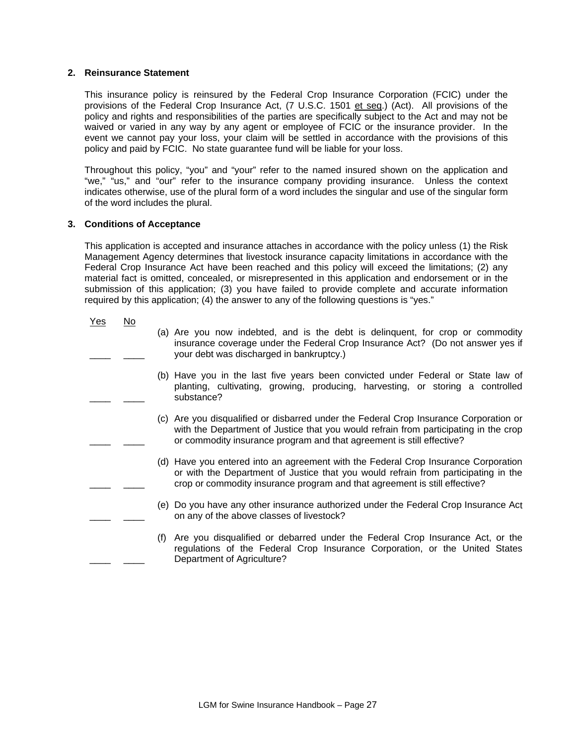**2. Reinsurance Statement**

This insurance policy is reinsured by the Federal Crop Insurance Corporation (FCIC) under the provisions of the Federal Crop Insurance Act, (7 U.S.C. 1501 et seq.) (Act). All provisions of the policy and rights and responsibilities of the parties are specifically subject to the Act and may not be waived or varied in any way by any agent or employee of FCIC or the insurance provider. In the event we cannot pay your loss, your claim will be settled in accordance with the provisions of this policy and paid by FCIC. No state guarantee fund will be liable for your loss.

Throughout this policy, "you" and "your" refer to the named insured shown on the application and "we," "us," and "our" refer to the insurance company providing insurance. Unless the context indicates otherwise, use of the plural form of a word includes the singular and use of the singular form of the word includes the plural.

**3. Conditions of Acceptance**

This application is accepted and insurance attaches in accordance with the policy unless (1) the Risk Management Agency determines that livestock insurance capacity limitations in accordance with the Federal Crop Insurance Act have been reached and this policy will exceed the limitations; (2) any material fact is omitted, concealed, or misrepresented in this application and endorsement or in the submission of this application; (3) you have failed to provide complete and accurate information required by this application; (4) the answer to any of the following questions is "yes."

| Yes | No | |
|---|---|---|
| ____ | ____ | (a) Are you now indebted, and is the debt is delinquent, for crop or commodity insurance coverage under the Federal Crop Insurance Act? (Do not answer yes if your debt was discharged in bankruptcy.) |
| ____ | ____ | (b) Have you in the last five years been convicted under Federal or State law of planting, cultivating, growing, producing, harvesting, or storing a controlled substance? |
| ____ | ____ | (c) Are you disqualified or disbarred under the Federal Crop Insurance Corporation or with the Department of Justice that you would refrain from participating in the crop or commodity insurance program and that agreement is still effective? |
| ____ | ____ | (d) Have you entered into an agreement with the Federal Crop Insurance Corporation or with the Department of Justice that you would refrain from participating in the crop or commodity insurance program and that agreement is still effective? |
| ____ | ____ | (e) Do you have any other insurance authorized under the Federal Crop Insurance Act on any of the above classes of livestock? |
| ____ | ____ | (f) Are you disqualified or debarred under the Federal Crop Insurance Act, or the regulations of the Federal Crop Insurance Corporation, or the United States Department of Agriculture? |